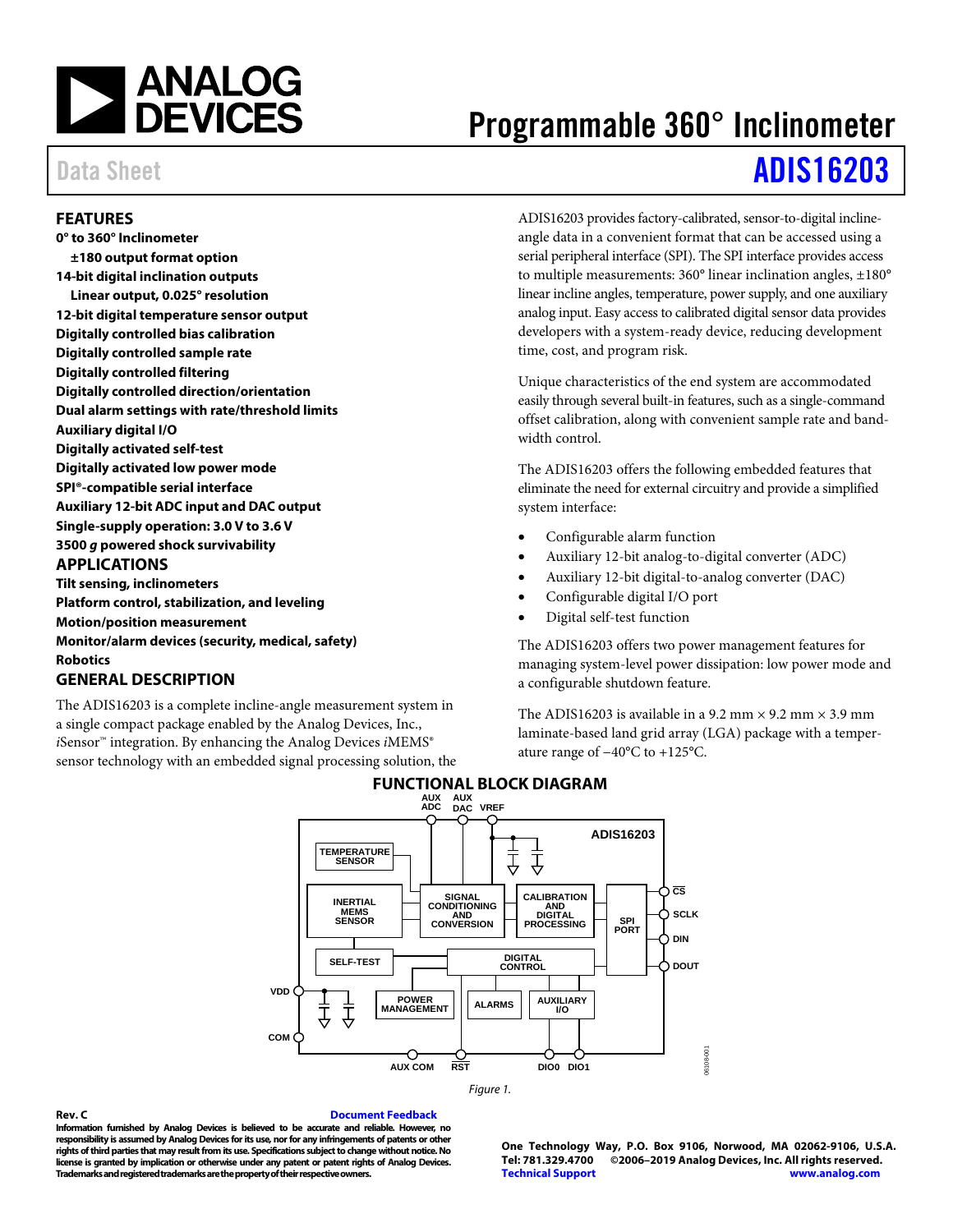# Programmable 360° Inclinometer

Data Sheet **ADIS16203**

## FEATURES

**0° to 360° Inclinometer**
- **±180 output format option**

**14-bit digital inclination outputs**
- **Linear output, 0.025° resolution**

**12-bit digital temperature sensor output**
**Digitally controlled bias calibration**
**Digitally controlled sample rate**
**Digitally controlled filtering**
**Digitally controlled direction/orientation**
**Dual alarm settings with rate/threshold limits**
**Auxiliary digital I/O**
**Digitally activated self-test**
**Digitally activated low power mode**
**SPI®-compatible serial interface**
**Auxiliary 12-bit ADC input and DAC output**
**Single-supply operation: 3.0 V to 3.6 V**
**3500 *g* powered shock survivability**

## APPLICATIONS

**Tilt sensing, inclinometers**
**Platform control, stabilization, and leveling**
**Motion/position measurement**
**Monitor/alarm devices (security, medical, safety)**
**Robotics**

## GENERAL DESCRIPTION

The ADIS16203 is a complete incline-angle measurement system in a single compact package enabled by the Analog Devices, Inc., *i*Sensor™ integration. By enhancing the Analog Devices *i*MEMS® sensor technology with an embedded signal processing solution, the ADIS16203 provides factory-calibrated, sensor-to-digital incline-angle data in a convenient format that can be accessed using a serial peripheral interface (SPI). The SPI interface provides access to multiple measurements: 360° linear inclination angles, ±180° linear incline angles, temperature, power supply, and one auxiliary analog input. Easy access to calibrated digital sensor data provides developers with a system-ready device, reducing development time, cost, and program risk.

Unique characteristics of the end system are accommodated easily through several built-in features, such as a single-command offset calibration, along with convenient sample rate and bandwidth control.

The ADIS16203 offers the following embedded features that eliminate the need for external circuitry and provide a simplified system interface:

- Configurable alarm function
- Auxiliary 12-bit analog-to-digital converter (ADC)
- Auxiliary 12-bit digital-to-analog converter (DAC)
- Configurable digital I/O port
- Digital self-test function

The ADIS16203 offers two power management features for managing system-level power dissipation: low power mode and a configurable shutdown feature.

The ADIS16203 is available in a 9.2 mm × 9.2 mm × 3.9 mm laminate-based land grid array (LGA) package with a temperature range of −40°C to +125°C.

## FUNCTIONAL BLOCK DIAGRAM

Figure 1.

Rev. C Document Feedback

Information furnished by Analog Devices is believed to be accurate and reliable. However, no responsibility is assumed by Analog Devices for its use, nor for any infringements of patents or other rights of third parties that may result from its use. Specifications subject to change without notice. No license is granted by implication or otherwise under any patent or patent rights of Analog Devices. Trademarks and registered trademarks are the property of their respective owners.

One Technology Way, P.O. Box 9106, Norwood, MA 02062-9106, U.S.A.
Tel: 781.329.4700 ©2006–2019 Analog Devices, Inc. All rights reserved.
Technical Support www.analog.com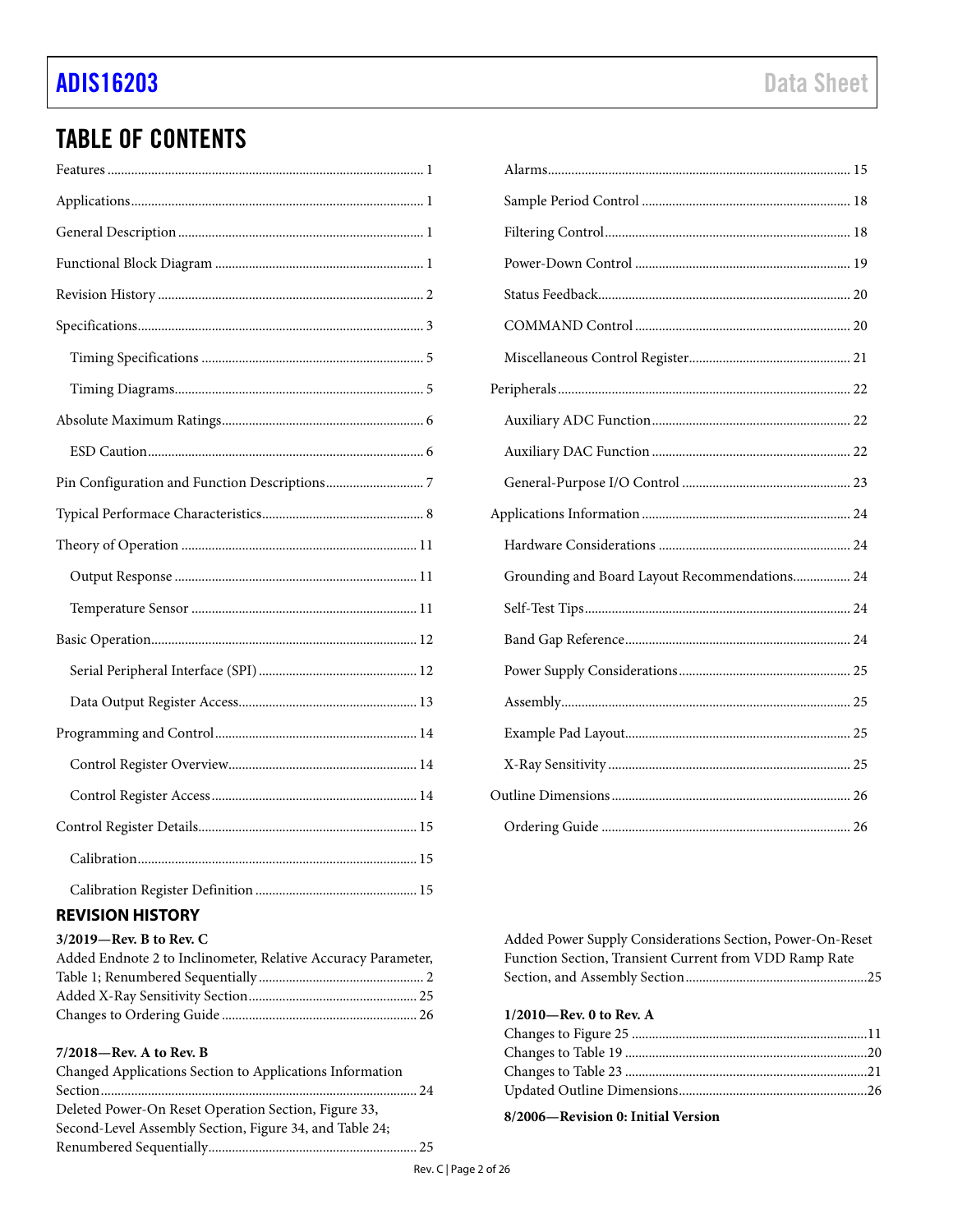## TABLE OF CONTENTS

Features ... 1
Applications ... 1
General Description ... 1
Functional Block Diagram ... 1
Revision History ... 2
Specifications ... 3
  Timing Specifications ... 5
  Timing Diagrams ... 5
Absolute Maximum Ratings ... 6
  ESD Caution ... 6
Pin Configuration and Function Descriptions ... 7
Typical Performace Characteristics ... 8
Theory of Operation ... 11
  Output Response ... 11
  Temperature Sensor ... 11
Basic Operation ... 12
  Serial Peripheral Interface (SPI) ... 12
  Data Output Register Access ... 13
Programming and Control ... 14
  Control Register Overview ... 14
  Control Register Access ... 14
Control Register Details ... 15
  Calibration ... 15
  Calibration Register Definition ... 15
  Alarms ... 15
  Sample Period Control ... 18
  Filtering Control ... 18
  Power-Down Control ... 19
  Status Feedback ... 20
  COMMAND Control ... 20
  Miscellaneous Control Register ... 21
Peripherals ... 22
  Auxiliary ADC Function ... 22
  Auxiliary DAC Function ... 22
  General-Purpose I/O Control ... 23
Applications Information ... 24
  Hardware Considerations ... 24
  Grounding and Board Layout Recommendations ... 24
  Self-Test Tips ... 24
  Band Gap Reference ... 24
  Power Supply Considerations ... 25
  Assembly ... 25
  Example Pad Layout ... 25
  X-Ray Sensitivity ... 25
Outline Dimensions ... 26
  Ordering Guide ... 26

## REVISION HISTORY

**3/2019—Rev. B to Rev. C**

Added Endnote 2 to Inclinometer, Relative Accuracy Parameter, Table 1; Renumbered Sequentially ... 2
Added X-Ray Sensitivity Section ... 25
Changes to Ordering Guide ... 26

**7/2018—Rev. A to Rev. B**

Changed Applications Section to Applications Information Section ... 24
Deleted Power-On Reset Operation Section, Figure 33, Second-Level Assembly Section, Figure 34, and Table 24; Renumbered Sequentially ... 25
Added Power Supply Considerations Section, Power-On-Reset Function Section, Transient Current from VDD Ramp Rate Section, and Assembly Section ... 25

**1/2010—Rev. 0 to Rev. A**

Changes to Figure 25 ... 11
Changes to Table 19 ... 20
Changes to Table 23 ... 21
Updated Outline Dimensions ... 26

**8/2006—Revision 0: Initial Version**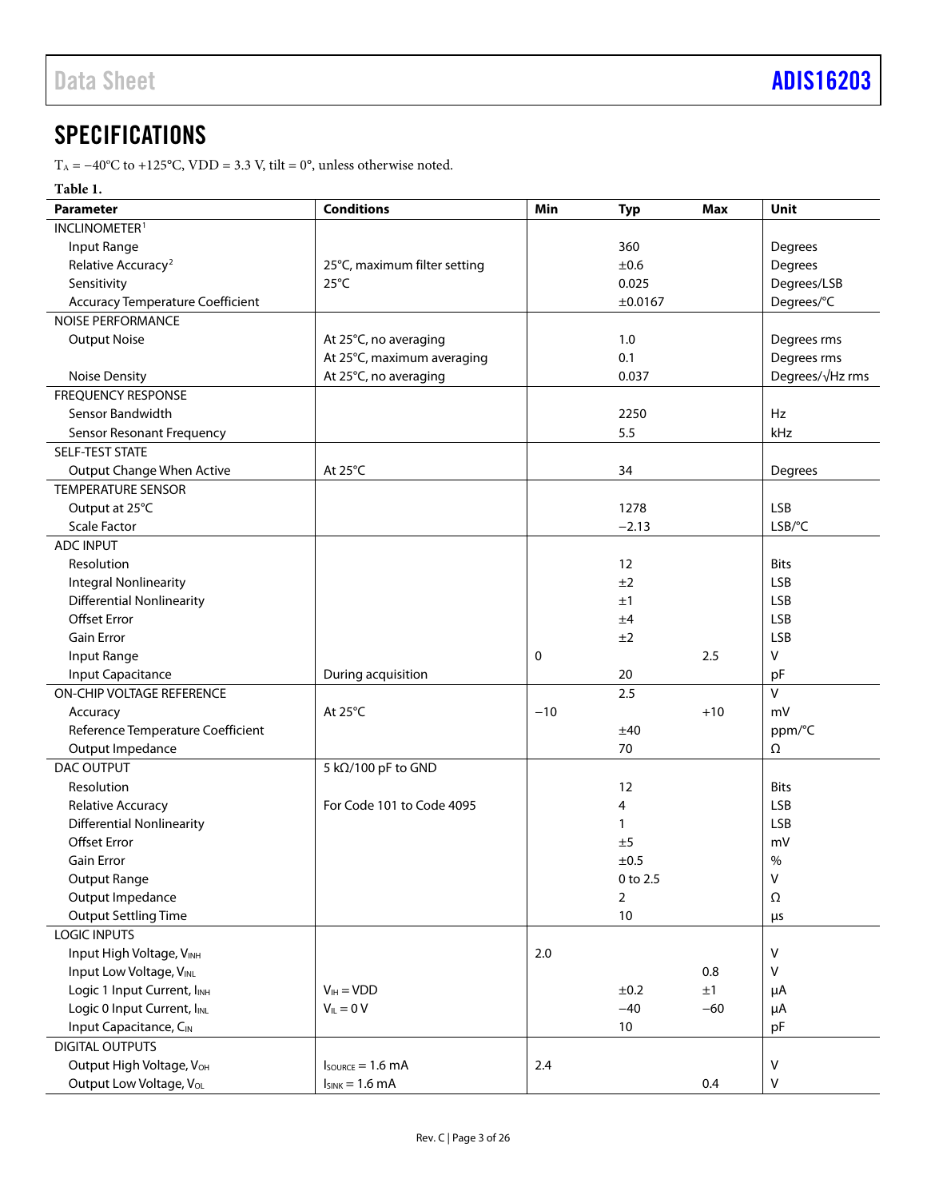## SPECIFICATIONS

$T_A$ = −40°C to +125°C, VDD = 3.3 V, tilt = 0°, unless otherwise noted.

**Table 1.**

| Parameter | Conditions | Min | Typ | Max | Unit |
|---|---|---|---|---|---|
| INCLINOMETER[1] | | | | | |
| Input Range | | | 360 | | Degrees |
| Relative Accuracy[2] | 25°C, maximum filter setting | | ±0.6 | | Degrees |
| Sensitivity | 25°C | | 0.025 | | Degrees/LSB |
| Accuracy Temperature Coefficient | | | ±0.0167 | | Degrees/°C |
| NOISE PERFORMANCE | | | | | |
| Output Noise | At 25°C, no averaging | | 1.0 | | Degrees rms |
| | At 25°C, maximum averaging | | 0.1 | | Degrees rms |
| Noise Density | At 25°C, no averaging | | 0.037 | | Degrees/√Hz rms |
| FREQUENCY RESPONSE | | | | | |
| Sensor Bandwidth | | | 2250 | | Hz |
| Sensor Resonant Frequency | | | 5.5 | | kHz |
| SELF-TEST STATE | | | | | |
| Output Change When Active | At 25°C | | 34 | | Degrees |
| TEMPERATURE SENSOR | | | | | |
| Output at 25°C | | | 1278 | | LSB |
| Scale Factor | | | −2.13 | | LSB/°C |
| ADC INPUT | | | | | |
| Resolution | | | 12 | | Bits |
| Integral Nonlinearity | | | ±2 | | LSB |
| Differential Nonlinearity | | | ±1 | | LSB |
| Offset Error | | | ±4 | | LSB |
| Gain Error | | | ±2 | | LSB |
| Input Range | | 0 | | 2.5 | V |
| Input Capacitance | During acquisition | | 20 | | pF |
| ON-CHIP VOLTAGE REFERENCE | | | 2.5 | | V |
| Accuracy | At 25°C | −10 | | +10 | mV |
| Reference Temperature Coefficient | | | ±40 | | ppm/°C |
| Output Impedance | | | 70 | | Ω |
| DAC OUTPUT | 5 kΩ/100 pF to GND | | | | |
| Resolution | | | 12 | | Bits |
| Relative Accuracy | For Code 101 to Code 4095 | | 4 | | LSB |
| Differential Nonlinearity | | | 1 | | LSB |
| Offset Error | | | ±5 | | mV |
| Gain Error | | | ±0.5 | | % |
| Output Range | | | 0 to 2.5 | | V |
| Output Impedance | | | 2 | | Ω |
| Output Settling Time | | | 10 | | µs |
| LOGIC INPUTS | | | | | |
| Input High Voltage, $V_{INH}$ | | 2.0 | | | V |
| Input Low Voltage, $V_{INL}$ | | | | 0.8 | V |
| Logic 1 Input Current, $I_{INH}$ | $V_{IH}$ = VDD | | ±0.2 | ±1 | µA |
| Logic 0 Input Current, $I_{INL}$ | $V_{IL}$ = 0 V | | −40 | −60 | µA |
| Input Capacitance, $C_{IN}$ | | | 10 | | pF |
| DIGITAL OUTPUTS | | | | | |
| Output High Voltage, $V_{OH}$ | $I_{SOURCE}$ = 1.6 mA | 2.4 | | | V |
| Output Low Voltage, $V_{OL}$ | $I_{SINK}$ = 1.6 mA | | | 0.4 | V |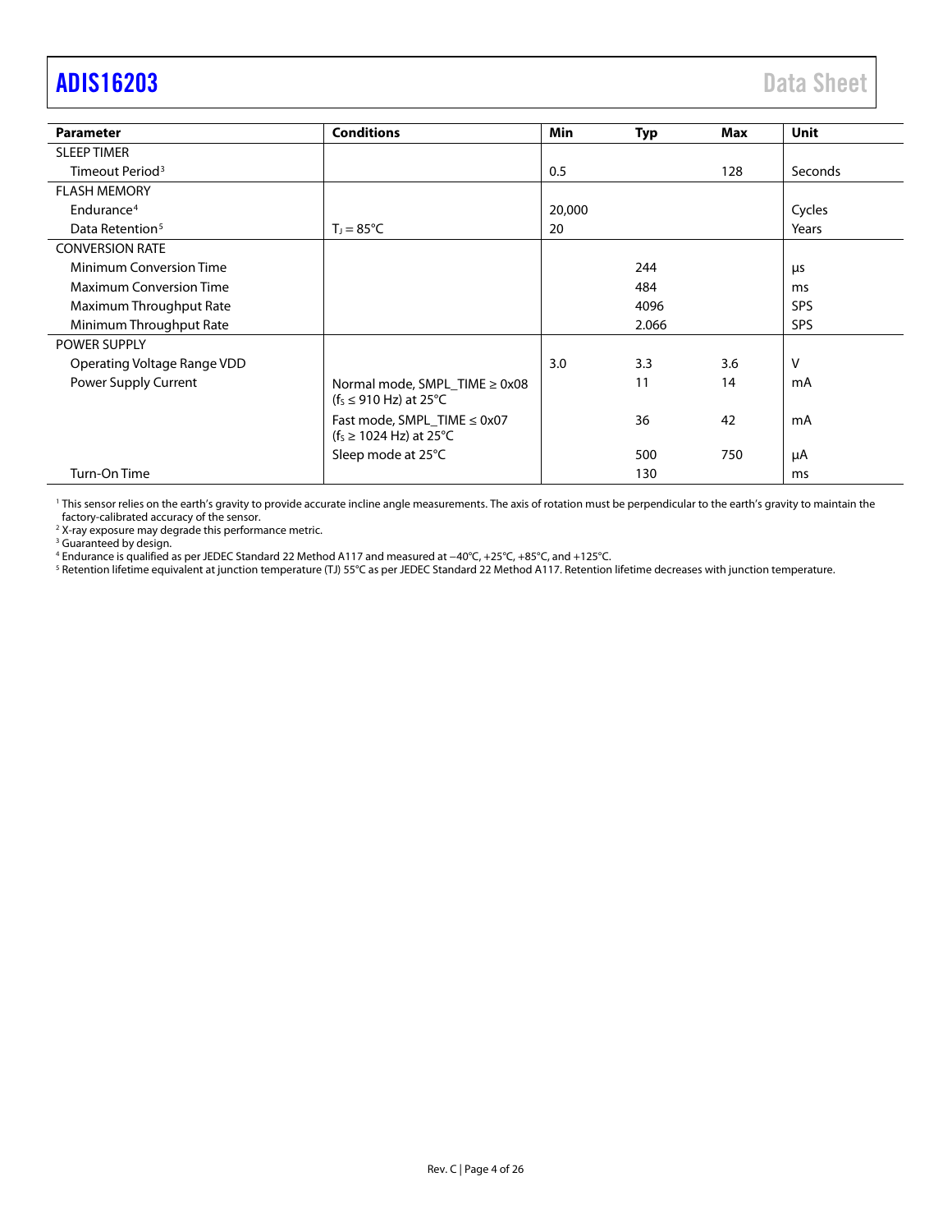| Parameter | Conditions | Min | Typ | Max | Unit |
|---|---|---|---|---|---|
| SLEEP TIMER | | | | | |
| Timeout Period[3] | | 0.5 | | 128 | Seconds |
| FLASH MEMORY | | | | | |
| Endurance[4] | | 20,000 | | | Cycles |
| Data Retention[5] | $T_J = 85°C$ | 20 | | | Years |
| CONVERSION RATE | | | | | |
| Minimum Conversion Time | | | 244 | | µs |
| Maximum Conversion Time | | | 484 | | ms |
| Maximum Throughput Rate | | | 4096 | | SPS |
| Minimum Throughput Rate | | | 2.066 | | SPS |
| POWER SUPPLY | | | | | |
| Operating Voltage Range VDD | | 3.0 | 3.3 | 3.6 | V |
| Power Supply Current | Normal mode, SMPL_TIME ≥ 0x08 ($f_S$ ≤ 910 Hz) at 25°C | | 11 | 14 | mA |
| | Fast mode, SMPL_TIME ≤ 0x07 ($f_S$ ≥ 1024 Hz) at 25°C | | 36 | 42 | mA |
| | Sleep mode at 25°C | | 500 | 750 | µA |
| Turn-On Time | | | 130 | | ms |

[1] This sensor relies on the earth's gravity to provide accurate incline angle measurements. The axis of rotation must be perpendicular to the earth's gravity to maintain the factory-calibrated accuracy of the sensor.

[2] X-ray exposure may degrade this performance metric.

[3] Guaranteed by design.

[4] Endurance is qualified as per JEDEC Standard 22 Method A117 and measured at −40°C, +25°C, +85°C, and +125°C.

[5] Retention lifetime equivalent at junction temperature (TJ) 55°C as per JEDEC Standard 22 Method A117. Retention lifetime decreases with junction temperature.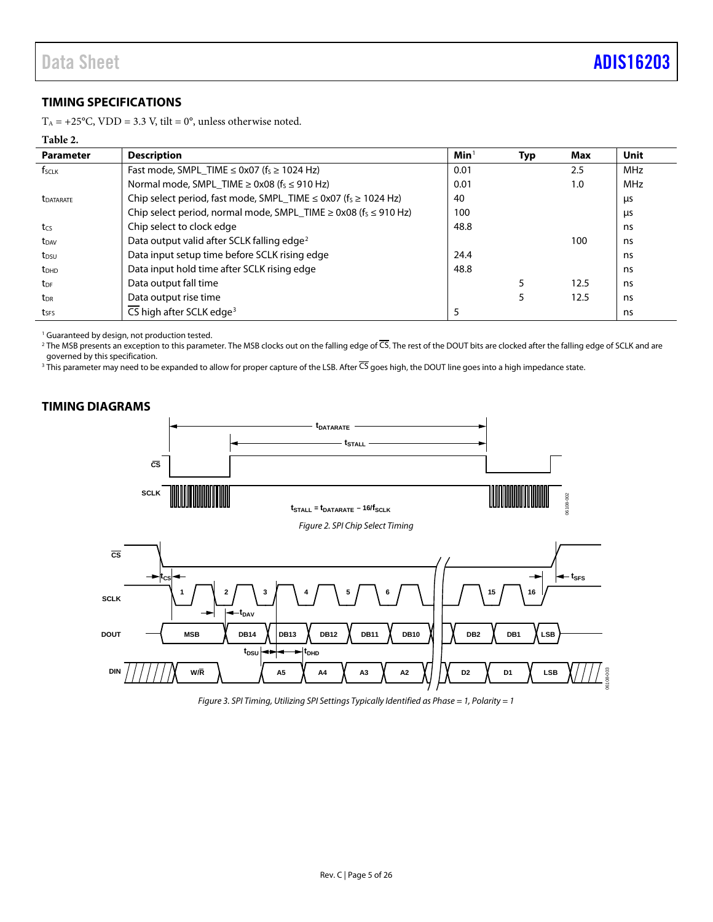## TIMING SPECIFICATIONS

$T_A$ = +25°C, VDD = 3.3 V, tilt = 0°, unless otherwise noted.

**Table 2.**

| Parameter | Description | Min[1] | Typ | Max | Unit |
|---|---|---|---|---|---|
| $f_{SCLK}$ | Fast mode, SMPL_TIME ≤ 0x07 ($f_S$ ≥ 1024 Hz) | 0.01 | | 2.5 | MHz |
| | Normal mode, SMPL_TIME ≥ 0x08 ($f_S$ ≤ 910 Hz) | 0.01 | | 1.0 | MHz |
| $t_{DATARATE}$ | Chip select period, fast mode, SMPL_TIME ≤ 0x07 ($f_S$ ≥ 1024 Hz) | 40 | | | μs |
| | Chip select period, normal mode, SMPL_TIME ≥ 0x08 ($f_S$ ≤ 910 Hz) | 100 | | | μs |
| $t_{CS}$ | Chip select to clock edge | 48.8 | | | ns |
| $t_{DAV}$ | Data output valid after SCLK falling edge[2] | | | 100 | ns |
| $t_{DSU}$ | Data input setup time before SCLK rising edge | 24.4 | | | ns |
| $t_{DHD}$ | Data input hold time after SCLK rising edge | 48.8 | | | ns |
| $t_{DF}$ | Data output fall time | | 5 | 12.5 | ns |
| $t_{DR}$ | Data output rise time | | 5 | 12.5 | ns |
| $t_{SFS}$ | $\overline{CS}$ high after SCLK edge[3] | 5 | | | ns |

[1] Guaranteed by design, not production tested.

[2] The MSB presents an exception to this parameter. The MSB clocks out on the falling edge of $\overline{CS}$. The rest of the DOUT bits are clocked after the falling edge of SCLK and are governed by this specification.

[3] This parameter may need to be expanded to allow for proper capture of the LSB. After $\overline{CS}$ goes high, the DOUT line goes into a high impedance state.

## TIMING DIAGRAMS

$t_{STALL} = t_{DATARATE} - 16/f_{SCLK}$

*Figure 2. SPI Chip Select Timing*

*Figure 3. SPI Timing, Utilizing SPI Settings Typically Identified as Phase = 1, Polarity = 1*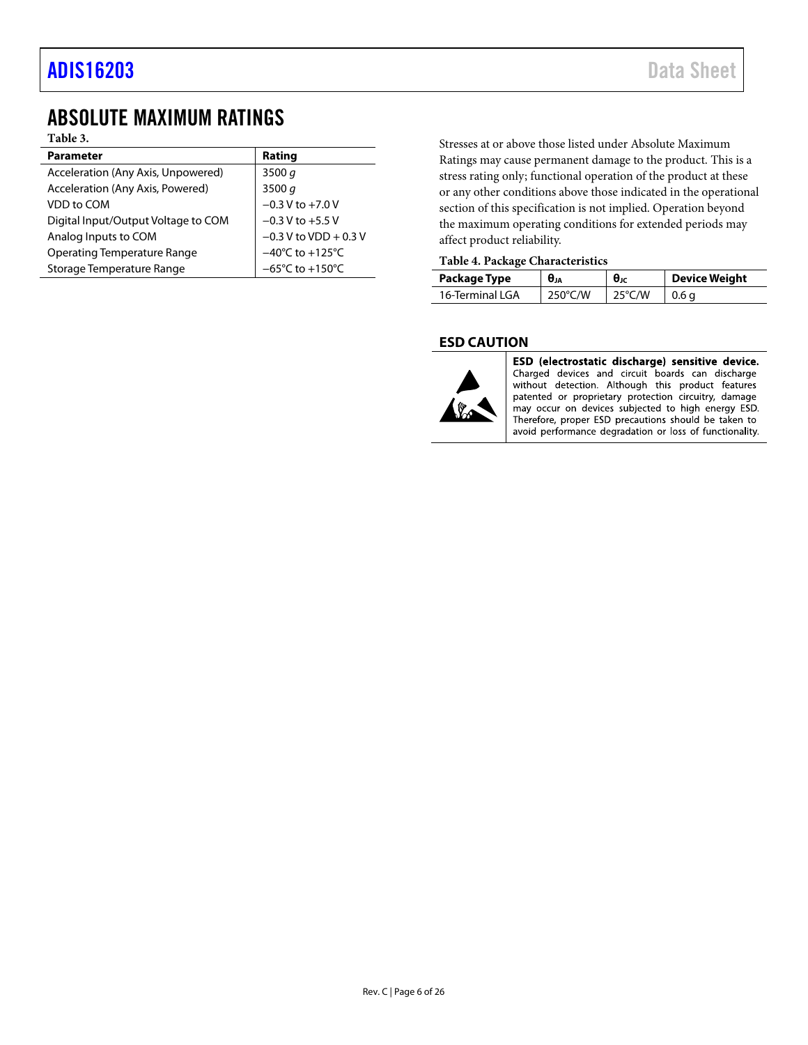## ABSOLUTE MAXIMUM RATINGS

**Table 3.**

| Parameter | Rating |
|---|---|
| Acceleration (Any Axis, Unpowered) | 3500 *g* |
| Acceleration (Any Axis, Powered) | 3500 *g* |
| VDD to COM | −0.3 V to +7.0 V |
| Digital Input/Output Voltage to COM | −0.3 V to +5.5 V |
| Analog Inputs to COM | −0.3 V to VDD + 0.3 V |
| Operating Temperature Range | −40°C to +125°C |
| Storage Temperature Range | −65°C to +150°C |

Stresses at or above those listed under Absolute Maximum Ratings may cause permanent damage to the product. This is a stress rating only; functional operation of the product at these or any other conditions above those indicated in the operational section of this specification is not implied. Operation beyond the maximum operating conditions for extended periods may affect product reliability.

**Table 4. Package Characteristics**

| Package Type | $\theta_{JA}$ | $\theta_{JC}$ | Device Weight |
|---|---|---|---|
| 16-Terminal LGA | 250°C/W | 25°C/W | 0.6 g |

### ESD CAUTION

**ESD (electrostatic discharge) sensitive device.** Charged devices and circuit boards can discharge without detection. Although this product features patented or proprietary protection circuitry, damage may occur on devices subjected to high energy ESD. Therefore, proper ESD precautions should be taken to avoid performance degradation or loss of functionality.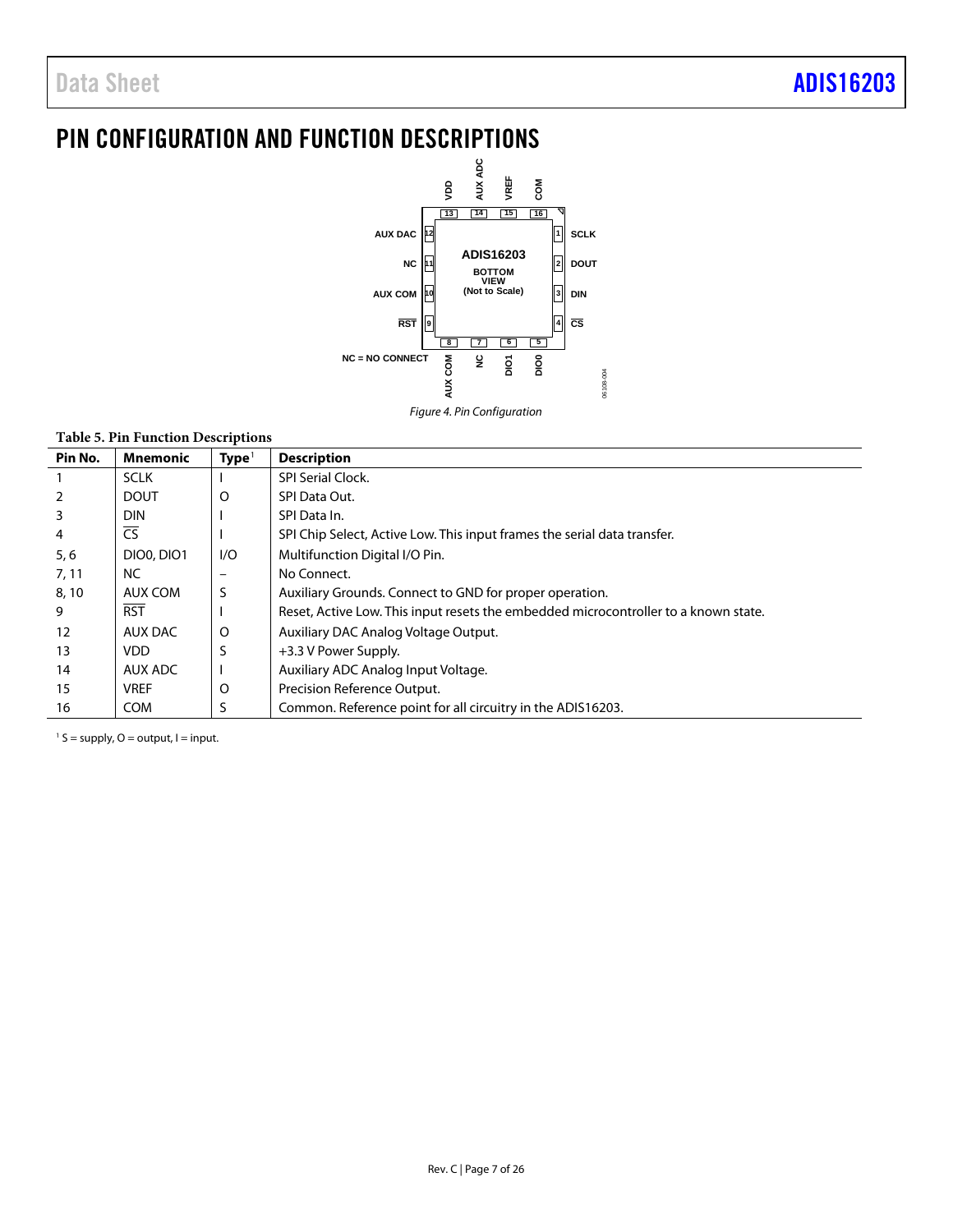# PIN CONFIGURATION AND FUNCTION DESCRIPTIONS

Figure 4. Pin Configuration

Table 5. Pin Function Descriptions

| Pin No. | Mnemonic | Type[1] | Description |
|---|---|---|---|
| 1 | SCLK | I | SPI Serial Clock. |
| 2 | DOUT | O | SPI Data Out. |
| 3 | DIN | I | SPI Data In. |
| 4 | $\overline{\text{CS}}$ | I | SPI Chip Select, Active Low. This input frames the serial data transfer. |
| 5, 6 | DIO0, DIO1 | I/O | Multifunction Digital I/O Pin. |
| 7, 11 | NC | – | No Connect. |
| 8, 10 | AUX COM | S | Auxiliary Grounds. Connect to GND for proper operation. |
| 9 | $\overline{\text{RST}}$ | I | Reset, Active Low. This input resets the embedded microcontroller to a known state. |
| 12 | AUX DAC | O | Auxiliary DAC Analog Voltage Output. |
| 13 | VDD | S | +3.3 V Power Supply. |
| 14 | AUX ADC | I | Auxiliary ADC Analog Input Voltage. |
| 15 | VREF | O | Precision Reference Output. |
| 16 | COM | S | Common. Reference point for all circuitry in the ADIS16203. |

[1] S = supply, O = output, I = input.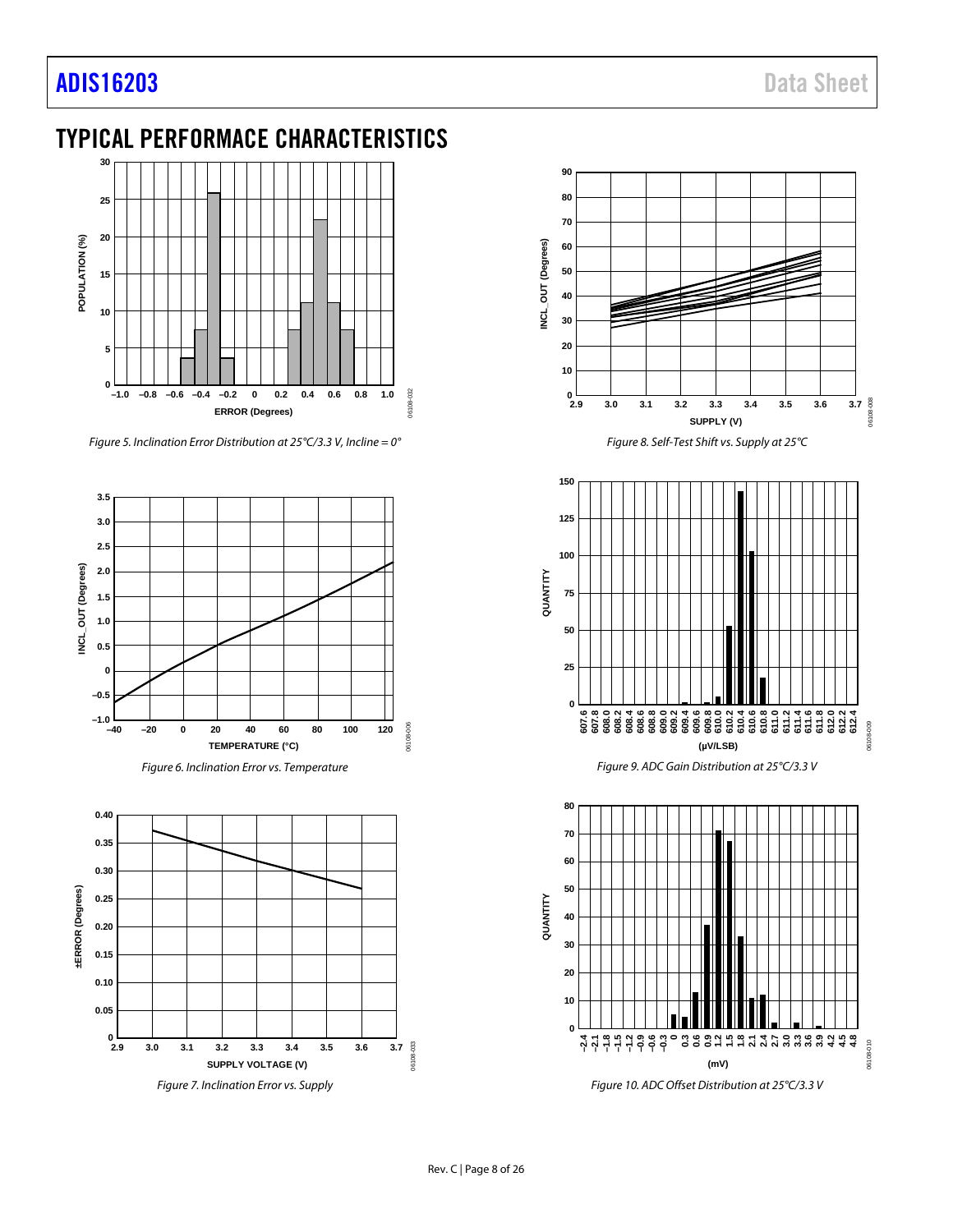# TYPICAL PERFORMACE CHARACTERISTICS

Figure 5. Inclination Error Distribution at 25°C/3.3 V, Incline = 0°

Figure 6. Inclination Error vs. Temperature

Figure 7. Inclination Error vs. Supply

Figure 8. Self-Test Shift vs. Supply at 25°C

Figure 9. ADC Gain Distribution at 25°C/3.3 V

Figure 10. ADC Offset Distribution at 25°C/3.3 V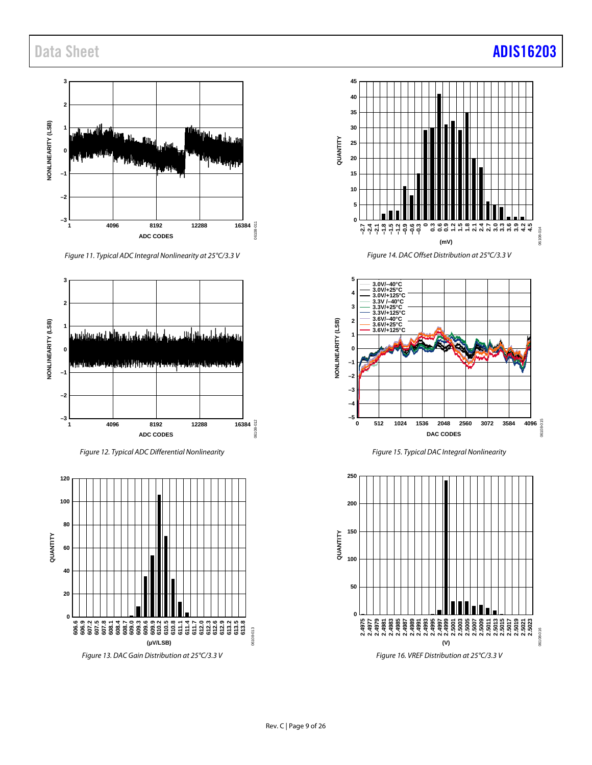Figure 11. Typical ADC Integral Nonlinearity at 25°C/3.3 V

Figure 12. Typical ADC Differential Nonlinearity

Figure 13. DAC Gain Distribution at 25°C/3.3 V

Figure 14. DAC Offset Distribution at 25°C/3.3 V

Figure 15. Typical DAC Integral Nonlinearity

Figure 16. VREF Distribution at 25°C/3.3 V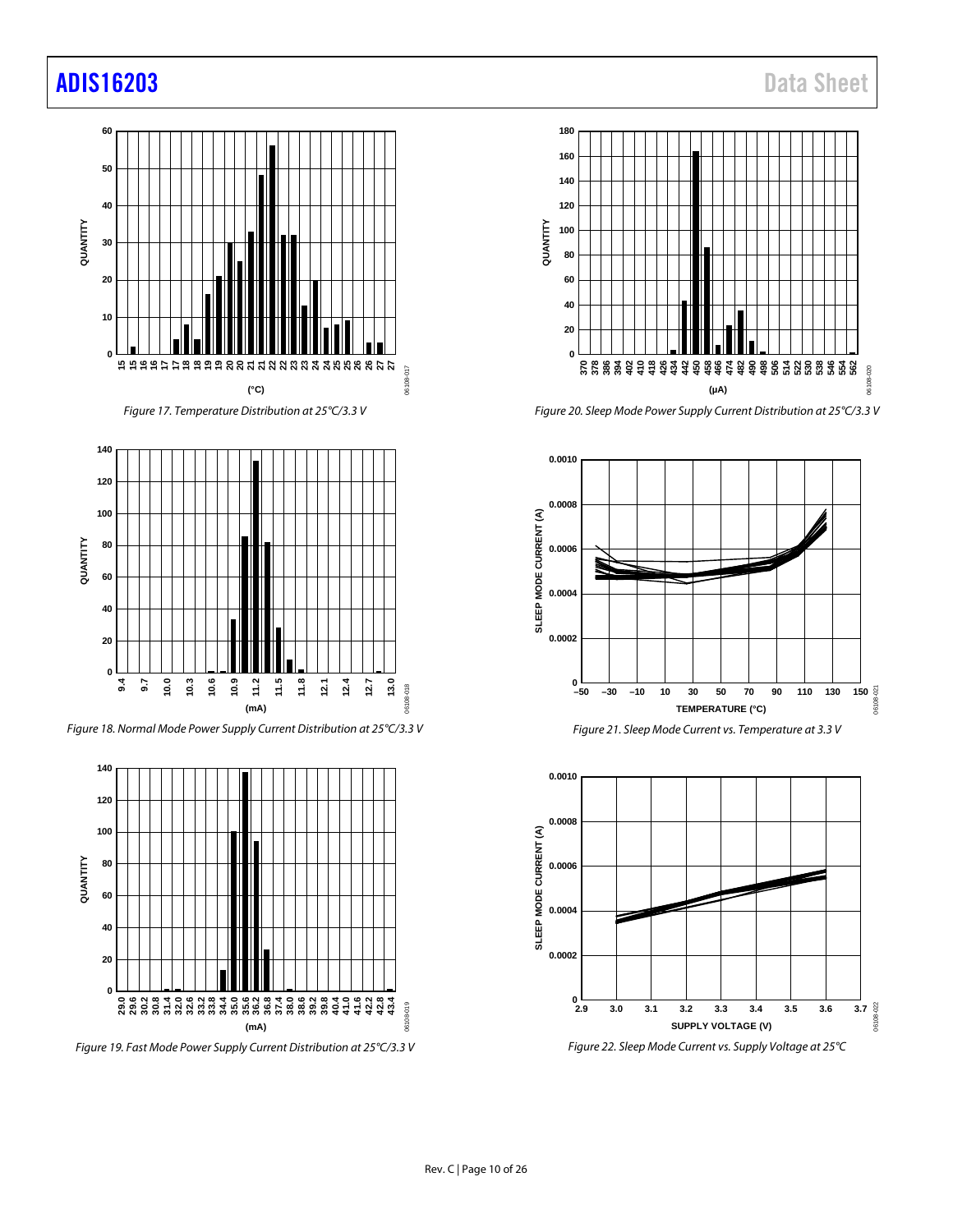Figure 17. Temperature Distribution at 25°C/3.3 V

Figure 18. Normal Mode Power Supply Current Distribution at 25°C/3.3 V

Figure 19. Fast Mode Power Supply Current Distribution at 25°C/3.3 V

Figure 20. Sleep Mode Power Supply Current Distribution at 25°C/3.3 V

Figure 21. Sleep Mode Current vs. Temperature at 3.3 V

Figure 22. Sleep Mode Current vs. Supply Voltage at 25°C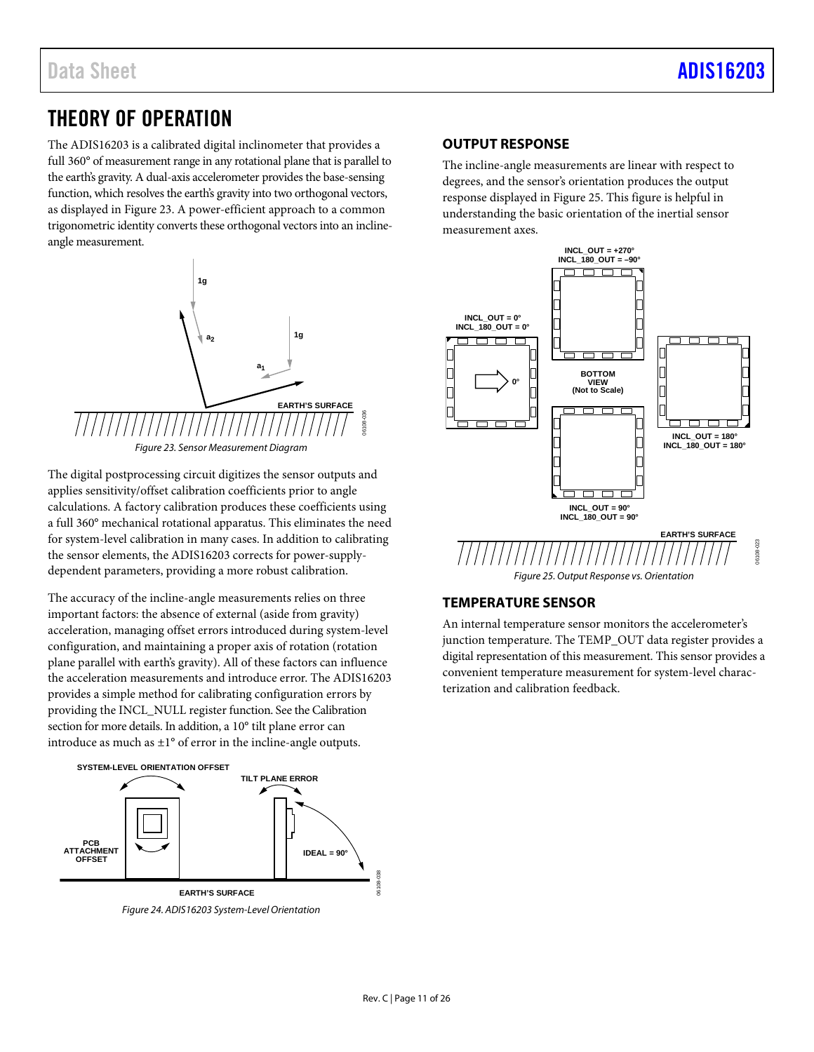# THEORY OF OPERATION

The ADIS16203 is a calibrated digital inclinometer that provides a full 360° of measurement range in any rotational plane that is parallel to the earth's gravity. A dual-axis accelerometer provides the base-sensing function, which resolves the earth's gravity into two orthogonal vectors, as displayed in Figure 23. A power-efficient approach to a common trigonometric identity converts these orthogonal vectors into an incline-angle measurement.

Figure 23. Sensor Measurement Diagram

The digital postprocessing circuit digitizes the sensor outputs and applies sensitivity/offset calibration coefficients prior to angle calculations. A factory calibration produces these coefficients using a full 360° mechanical rotational apparatus. This eliminates the need for system-level calibration in many cases. In addition to calibrating the sensor elements, the ADIS16203 corrects for power-supply-dependent parameters, providing a more robust calibration.

The accuracy of the incline-angle measurements relies on three important factors: the absence of external (aside from gravity) acceleration, managing offset errors introduced during system-level configuration, and maintaining a proper axis of rotation (rotation plane parallel with earth's gravity). All of these factors can influence the acceleration measurements and introduce error. The ADIS16203 provides a simple method for calibrating configuration errors by providing the INCL_NULL register function. See the Calibration section for more details. In addition, a 10° tilt plane error can introduce as much as ±1° of error in the incline-angle outputs.

Figure 24. ADIS16203 System-Level Orientation

## OUTPUT RESPONSE

The incline-angle measurements are linear with respect to degrees, and the sensor's orientation produces the output response displayed in Figure 25. This figure is helpful in understanding the basic orientation of the inertial sensor measurement axes.

Figure 25. Output Response vs. Orientation

## TEMPERATURE SENSOR

An internal temperature sensor monitors the accelerometer's junction temperature. The TEMP_OUT data register provides a digital representation of this measurement. This sensor provides a convenient temperature measurement for system-level characterization and calibration feedback.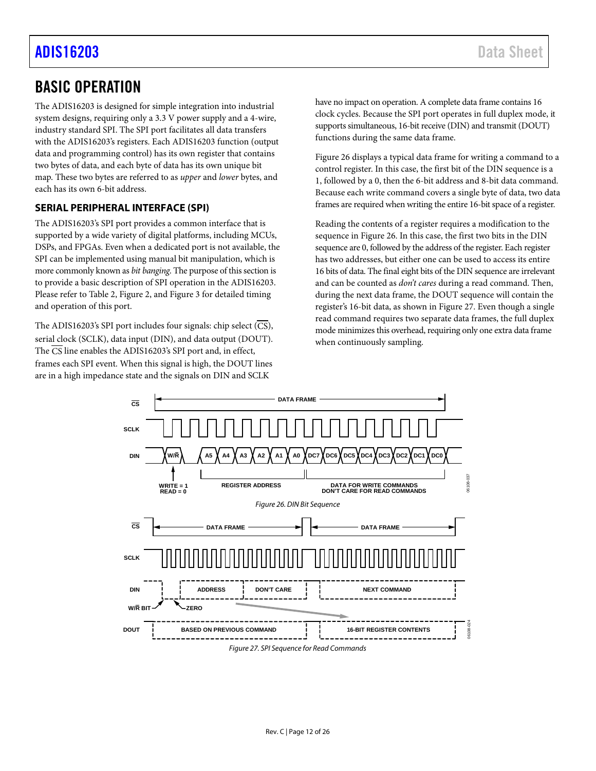# BASIC OPERATION

The ADIS16203 is designed for simple integration into industrial system designs, requiring only a 3.3 V power supply and a 4-wire, industry standard SPI. The SPI port facilitates all data transfers with the ADIS16203's registers. Each ADIS16203 function (output data and programming control) has its own register that contains two bytes of data, and each byte of data has its own unique bit map. These two bytes are referred to as *upper* and *lower* bytes, and each has its own 6-bit address.

## SERIAL PERIPHERAL INTERFACE (SPI)

The ADIS16203's SPI port provides a common interface that is supported by a wide variety of digital platforms, including MCUs, DSPs, and FPGAs. Even when a dedicated port is not available, the SPI can be implemented using manual bit manipulation, which is more commonly known as *bit banging*. The purpose of this section is to provide a basic description of SPI operation in the ADIS16203. Please refer to Table 2, Figure 2, and Figure 3 for detailed timing and operation of this port.

The ADIS16203's SPI port includes four signals: chip select ($\overline{CS}$), serial clock (SCLK), data input (DIN), and data output (DOUT). The $\overline{CS}$ line enables the ADIS16203's SPI port and, in effect, frames each SPI event. When this signal is high, the DOUT lines are in a high impedance state and the signals on DIN and SCLK have no impact on operation. A complete data frame contains 16 clock cycles. Because the SPI port operates in full duplex mode, it supports simultaneous, 16-bit receive (DIN) and transmit (DOUT) functions during the same data frame.

Figure 26 displays a typical data frame for writing a command to a control register. In this case, the first bit of the DIN sequence is a 1, followed by a 0, then the 6-bit address and 8-bit data command. Because each write command covers a single byte of data, two data frames are required when writing the entire 16-bit space of a register.

Reading the contents of a register requires a modification to the sequence in Figure 26. In this case, the first two bits in the DIN sequence are 0, followed by the address of the register. Each register has two addresses, but either one can be used to access its entire 16 bits of data. The final eight bits of the DIN sequence are irrelevant and can be counted as *don't cares* during a read command. Then, during the next data frame, the DOUT sequence will contain the register's 16-bit data, as shown in Figure 27. Even though a single read command requires two separate data frames, the full duplex mode minimizes this overhead, requiring only one extra data frame when continuously sampling.

Figure 26. DIN Bit Sequence

Figure 27. SPI Sequence for Read Commands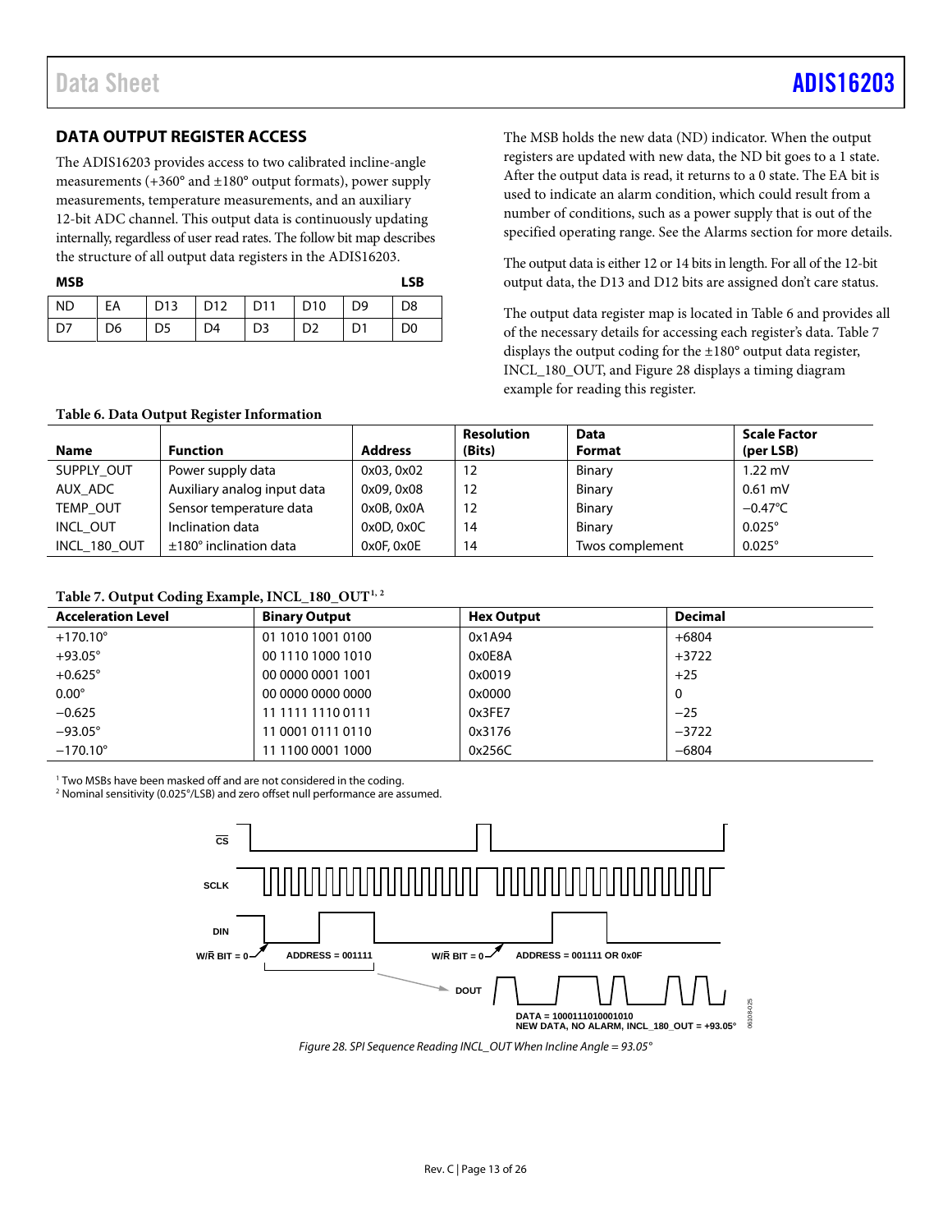## DATA OUTPUT REGISTER ACCESS

The ADIS16203 provides access to two calibrated incline-angle measurements (+360° and ±180° output formats), power supply measurements, temperature measurements, and an auxiliary 12-bit ADC channel. This output data is continuously updating internally, regardless of user read rates. The follow bit map describes the structure of all output data registers in the ADIS16203.

| MSB | | | | | | | LSB |
|---|---|---|---|---|---|---|---|
| ND | EA | D13 | D12 | D11 | D10 | D9 | D8 |
| D7 | D6 | D5 | D4 | D3 | D2 | D1 | D0 |

The MSB holds the new data (ND) indicator. When the output registers are updated with new data, the ND bit goes to a 1 state. After the output data is read, it returns to a 0 state. The EA bit is used to indicate an alarm condition, which could result from a number of conditions, such as a power supply that is out of the specified operating range. See the Alarms section for more details.

The output data is either 12 or 14 bits in length. For all of the 12-bit output data, the D13 and D12 bits are assigned don't care status.

The output data register map is located in Table 6 and provides all of the necessary details for accessing each register's data. Table 7 displays the output coding for the ±180° output data register, INCL_180_OUT, and Figure 28 displays a timing diagram example for reading this register.

**Table 6. Data Output Register Information**

| Name | Function | Address | Resolution (Bits) | Data Format | Scale Factor (per LSB) |
|---|---|---|---|---|---|
| SUPPLY_OUT | Power supply data | 0x03, 0x02 | 12 | Binary | 1.22 mV |
| AUX_ADC | Auxiliary analog input data | 0x09, 0x08 | 12 | Binary | 0.61 mV |
| TEMP_OUT | Sensor temperature data | 0x0B, 0x0A | 12 | Binary | −0.47°C |
| INCL_OUT | Inclination data | 0x0D, 0x0C | 14 | Binary | 0.025° |
| INCL_180_OUT | ±180° inclination data | 0x0F, 0x0E | 14 | Twos complement | 0.025° |

**Table 7. Output Coding Example, INCL_180_OUT[1, 2]**

| Acceleration Level | Binary Output | Hex Output | Decimal |
|---|---|---|---|
| +170.10° | 01 1010 1001 0100 | 0x1A94 | +6804 |
| +93.05° | 00 1110 1000 1010 | 0x0E8A | +3722 |
| +0.625° | 00 0000 0001 1001 | 0x0019 | +25 |
| 0.00° | 00 0000 0000 0000 | 0x0000 | 0 |
| −0.625 | 11 1111 1110 0111 | 0x3FE7 | −25 |
| −93.05° | 11 0001 0111 0110 | 0x3176 | −3722 |
| −170.10° | 11 1100 0001 1000 | 0x256C | −6804 |

[1] Two MSBs have been masked off and are not considered in the coding.
[2] Nominal sensitivity (0.025°/LSB) and zero offset null performance are assumed.

*Figure 28. SPI Sequence Reading INCL_OUT When Incline Angle = 93.05°*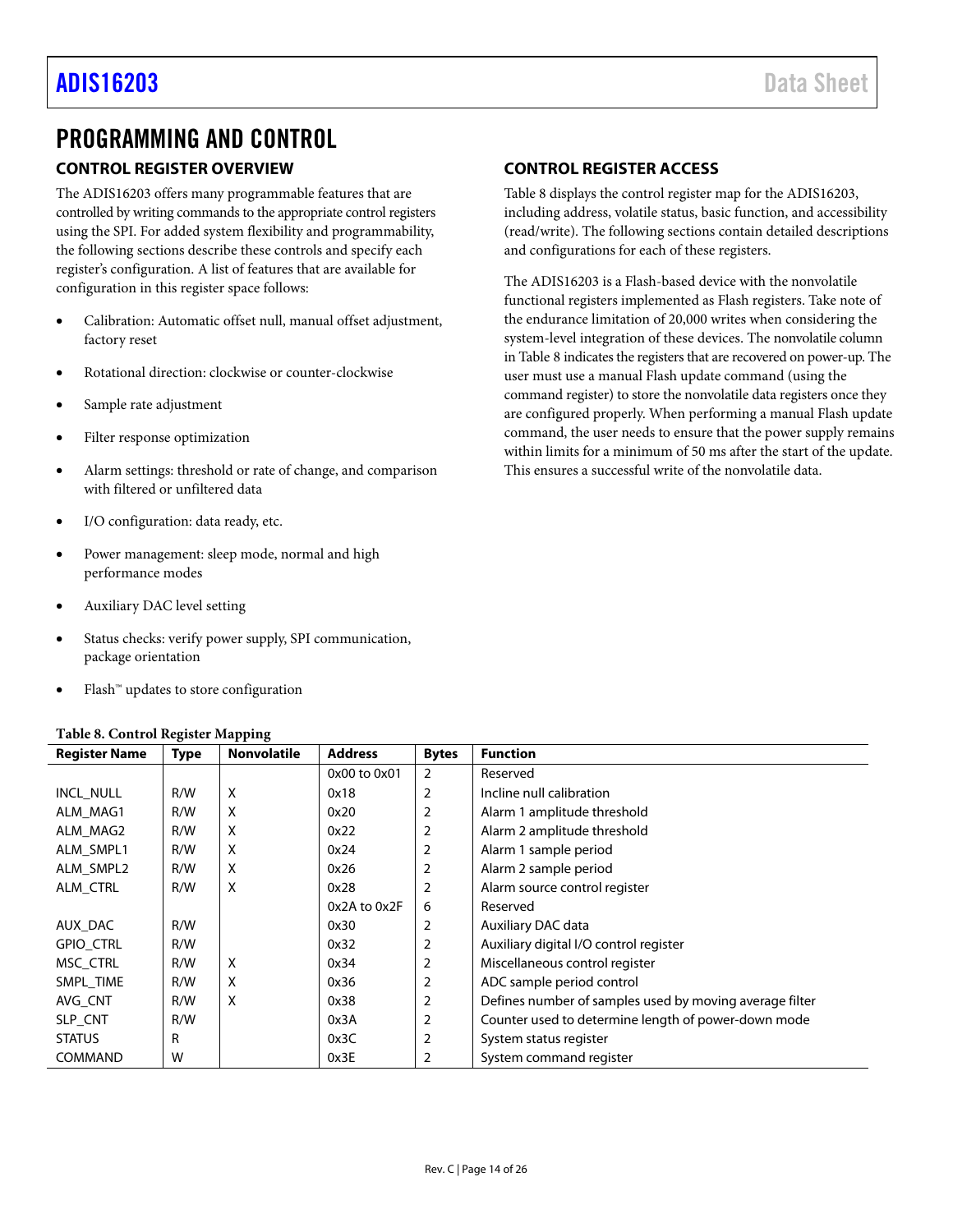# PROGRAMMING AND CONTROL

## CONTROL REGISTER OVERVIEW

The ADIS16203 offers many programmable features that are controlled by writing commands to the appropriate control registers using the SPI. For added system flexibility and programmability, the following sections describe these controls and specify each register's configuration. A list of features that are available for configuration in this register space follows:

- Calibration: Automatic offset null, manual offset adjustment, factory reset
- Rotational direction: clockwise or counter-clockwise
- Sample rate adjustment
- Filter response optimization
- Alarm settings: threshold or rate of change, and comparison with filtered or unfiltered data
- I/O configuration: data ready, etc.
- Power management: sleep mode, normal and high performance modes
- Auxiliary DAC level setting
- Status checks: verify power supply, SPI communication, package orientation
- Flash™ updates to store configuration

## CONTROL REGISTER ACCESS

Table 8 displays the control register map for the ADIS16203, including address, volatile status, basic function, and accessibility (read/write). The following sections contain detailed descriptions and configurations for each of these registers.

The ADIS16203 is a Flash-based device with the nonvolatile functional registers implemented as Flash registers. Take note of the endurance limitation of 20,000 writes when considering the system-level integration of these devices. The nonvolatile column in Table 8 indicates the registers that are recovered on power-up. The user must use a manual Flash update command (using the command register) to store the nonvolatile data registers once they are configured properly. When performing a manual Flash update command, the user needs to ensure that the power supply remains within limits for a minimum of 50 ms after the start of the update. This ensures a successful write of the nonvolatile data.

**Table 8. Control Register Mapping**

| Register Name | Type | Nonvolatile | Address | Bytes | Function |
|---|---|---|---|---|---|
| | | | 0x00 to 0x01 | 2 | Reserved |
| INCL_NULL | R/W | X | 0x18 | 2 | Incline null calibration |
| ALM_MAG1 | R/W | X | 0x20 | 2 | Alarm 1 amplitude threshold |
| ALM_MAG2 | R/W | X | 0x22 | 2 | Alarm 2 amplitude threshold |
| ALM_SMPL1 | R/W | X | 0x24 | 2 | Alarm 1 sample period |
| ALM_SMPL2 | R/W | X | 0x26 | 2 | Alarm 2 sample period |
| ALM_CTRL | R/W | X | 0x28 | 2 | Alarm source control register |
| | | | 0x2A to 0x2F | 6 | Reserved |
| AUX_DAC | R/W | | 0x30 | 2 | Auxiliary DAC data |
| GPIO_CTRL | R/W | | 0x32 | 2 | Auxiliary digital I/O control register |
| MSC_CTRL | R/W | X | 0x34 | 2 | Miscellaneous control register |
| SMPL_TIME | R/W | X | 0x36 | 2 | ADC sample period control |
| AVG_CNT | R/W | X | 0x38 | 2 | Defines number of samples used by moving average filter |
| SLP_CNT | R/W | | 0x3A | 2 | Counter used to determine length of power-down mode |
| STATUS | R | | 0x3C | 2 | System status register |
| COMMAND | W | | 0x3E | 2 | System command register |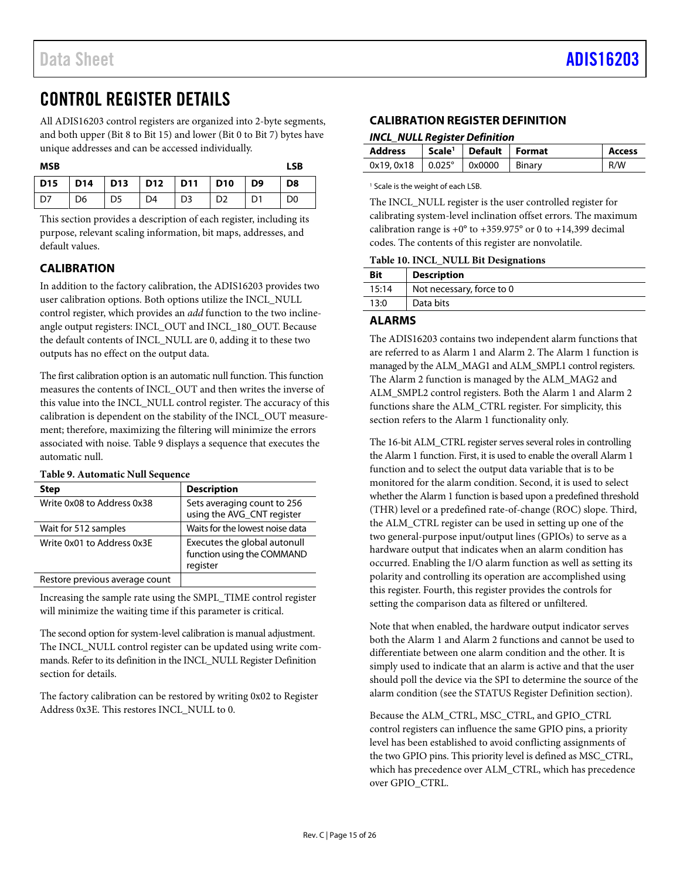# CONTROL REGISTER DETAILS

All ADIS16203 control registers are organized into 2-byte segments, and both upper (Bit 8 to Bit 15) and lower (Bit 0 to Bit 7) bytes have unique addresses and can be accessed individually.

| MSB | | | | | | | LSB |
|---|---|---|---|---|---|---|---|
| D15 | D14 | D13 | D12 | D11 | D10 | D9 | D8 |
| D7 | D6 | D5 | D4 | D3 | D2 | D1 | D0 |

This section provides a description of each register, including its purpose, relevant scaling information, bit maps, addresses, and default values.

## CALIBRATION

In addition to the factory calibration, the ADIS16203 provides two user calibration options. Both options utilize the INCL_NULL control register, which provides an *add* function to the two incline-angle output registers: INCL_OUT and INCL_180_OUT. Because the default contents of INCL_NULL are 0, adding it to these two outputs has no effect on the output data.

The first calibration option is an automatic null function. This function measures the contents of INCL_OUT and then writes the inverse of this value into the INCL_NULL control register. The accuracy of this calibration is dependent on the stability of the INCL_OUT measurement; therefore, maximizing the filtering will minimize the errors associated with noise. Table 9 displays a sequence that executes the automatic null.

**Table 9. Automatic Null Sequence**

| Step | Description |
|---|---|
| Write 0x08 to Address 0x38 | Sets averaging count to 256 using the AVG_CNT register |
| Wait for 512 samples | Waits for the lowest noise data |
| Write 0x01 to Address 0x3E | Executes the global autonull function using the COMMAND register |
| Restore previous average count | |

Increasing the sample rate using the SMPL_TIME control register will minimize the waiting time if this parameter is critical.

The second option for system-level calibration is manual adjustment. The INCL_NULL control register can be updated using write commands. Refer to its definition in the INCL_NULL Register Definition section for details.

The factory calibration can be restored by writing 0x02 to Register Address 0x3E. This restores INCL_NULL to 0.

## CALIBRATION REGISTER DEFINITION

### *INCL_NULL Register Definition*

| Address | Scale[1] | Default | Format | Access |
|---|---|---|---|---|
| 0x19, 0x18 | 0.025° | 0x0000 | Binary | R/W |

[1] Scale is the weight of each LSB.

The INCL_NULL register is the user controlled register for calibrating system-level inclination offset errors. The maximum calibration range is +0° to +359.975° or 0 to +14,399 decimal codes. The contents of this register are nonvolatile.

**Table 10. INCL_NULL Bit Designations**

| Bit | Description |
|---|---|
| 15:14 | Not necessary, force to 0 |
| 13:0 | Data bits |

## ALARMS

The ADIS16203 contains two independent alarm functions that are referred to as Alarm 1 and Alarm 2. The Alarm 1 function is managed by the ALM_MAG1 and ALM_SMPL1 control registers. The Alarm 2 function is managed by the ALM_MAG2 and ALM_SMPL2 control registers. Both the Alarm 1 and Alarm 2 functions share the ALM_CTRL register. For simplicity, this section refers to the Alarm 1 functionality only.

The 16-bit ALM_CTRL register serves several roles in controlling the Alarm 1 function. First, it is used to enable the overall Alarm 1 function and to select the output data variable that is to be monitored for the alarm condition. Second, it is used to select whether the Alarm 1 function is based upon a predefined threshold (THR) level or a predefined rate-of-change (ROC) slope. Third, the ALM_CTRL register can be used in setting up one of the two general-purpose input/output lines (GPIOs) to serve as a hardware output that indicates when an alarm condition has occurred. Enabling the I/O alarm function as well as setting its polarity and controlling its operation are accomplished using this register. Fourth, this register provides the controls for setting the comparison data as filtered or unfiltered.

Note that when enabled, the hardware output indicator serves both the Alarm 1 and Alarm 2 functions and cannot be used to differentiate between one alarm condition and the other. It is simply used to indicate that an alarm is active and that the user should poll the device via the SPI to determine the source of the alarm condition (see the STATUS Register Definition section).

Because the ALM_CTRL, MSC_CTRL, and GPIO_CTRL control registers can influence the same GPIO pins, a priority level has been established to avoid conflicting assignments of the two GPIO pins. This priority level is defined as MSC_CTRL, which has precedence over ALM_CTRL, which has precedence over GPIO_CTRL.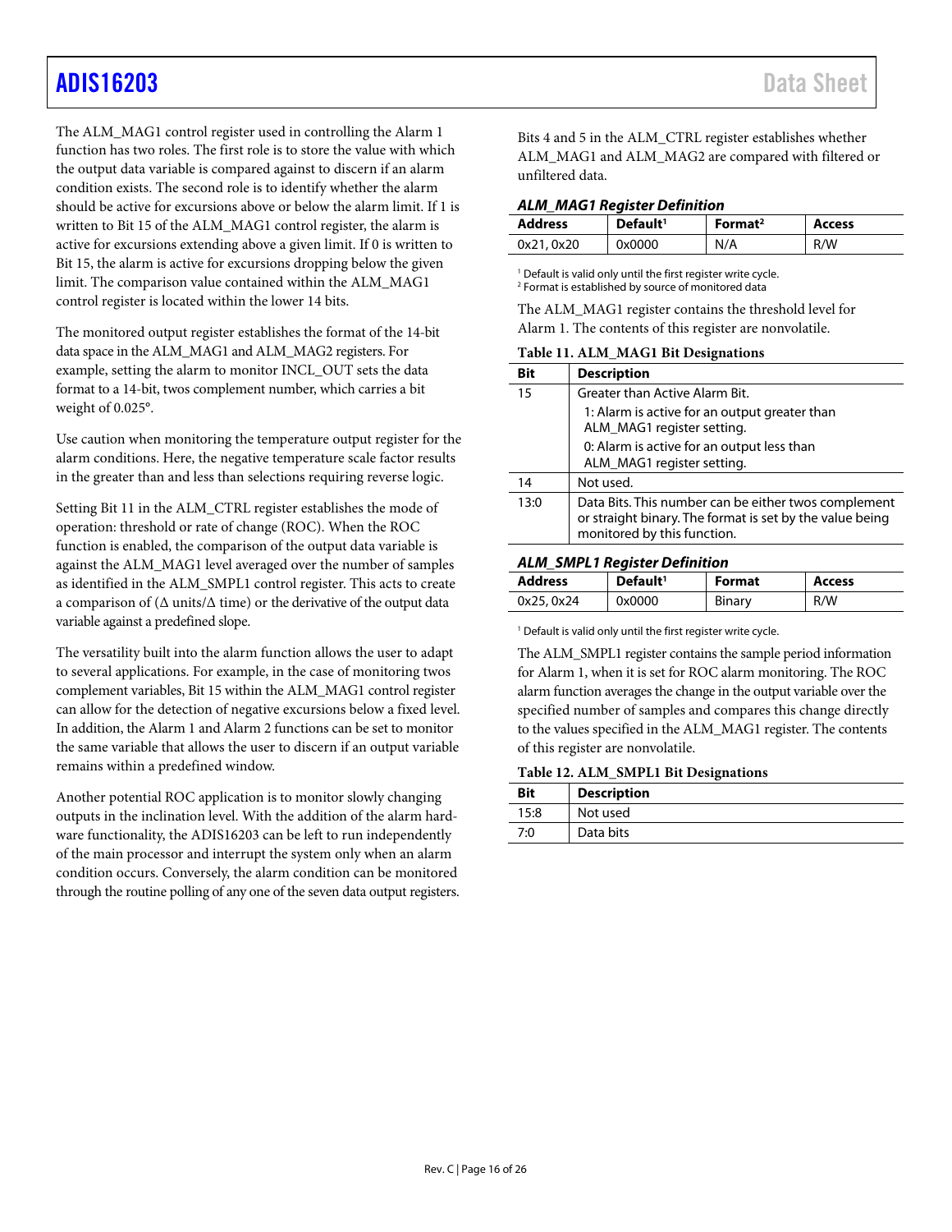The ALM_MAG1 control register used in controlling the Alarm 1 function has two roles. The first role is to store the value with which the output data variable is compared against to discern if an alarm condition exists. The second role is to identify whether the alarm should be active for excursions above or below the alarm limit. If 1 is written to Bit 15 of the ALM_MAG1 control register, the alarm is active for excursions extending above a given limit. If 0 is written to Bit 15, the alarm is active for excursions dropping below the given limit. The comparison value contained within the ALM_MAG1 control register is located within the lower 14 bits.

The monitored output register establishes the format of the 14-bit data space in the ALM_MAG1 and ALM_MAG2 registers. For example, setting the alarm to monitor INCL_OUT sets the data format to a 14-bit, twos complement number, which carries a bit weight of 0.025°.

Use caution when monitoring the temperature output register for the alarm conditions. Here, the negative temperature scale factor results in the greater than and less than selections requiring reverse logic.

Setting Bit 11 in the ALM_CTRL register establishes the mode of operation: threshold or rate of change (ROC). When the ROC function is enabled, the comparison of the output data variable is against the ALM_MAG1 level averaged over the number of samples as identified in the ALM_SMPL1 control register. This acts to create a comparison of (Δ units/Δ time) or the derivative of the output data variable against a predefined slope.

The versatility built into the alarm function allows the user to adapt to several applications. For example, in the case of monitoring twos complement variables, Bit 15 within the ALM_MAG1 control register can allow for the detection of negative excursions below a fixed level. In addition, the Alarm 1 and Alarm 2 functions can be set to monitor the same variable that allows the user to discern if an output variable remains within a predefined window.

Another potential ROC application is to monitor slowly changing outputs in the inclination level. With the addition of the alarm hardware functionality, the ADIS16203 can be left to run independently of the main processor and interrupt the system only when an alarm condition occurs. Conversely, the alarm condition can be monitored through the routine polling of any one of the seven data output registers.

Bits 4 and 5 in the ALM_CTRL register establishes whether ALM_MAG1 and ALM_MAG2 are compared with filtered or unfiltered data.

### *ALM_MAG1 Register Definition*

| Address | Default[1] | Format[2] | Access |
|---|---|---|---|
| 0x21, 0x20 | 0x0000 | N/A | R/W |

[1] Default is valid only until the first register write cycle.
[2] Format is established by source of monitored data

The ALM_MAG1 register contains the threshold level for Alarm 1. The contents of this register are nonvolatile.

**Table 11. ALM_MAG1 Bit Designations**

| Bit | Description |
|---|---|
| 15 | Greater than Active Alarm Bit. 1: Alarm is active for an output greater than ALM_MAG1 register setting. 0: Alarm is active for an output less than ALM_MAG1 register setting. |
| 14 | Not used. |
| 13:0 | Data Bits. This number can be either twos complement or straight binary. The format is set by the value being monitored by this function. |

### *ALM_SMPL1 Register Definition*

| Address | Default[1] | Format | Access |
|---|---|---|---|
| 0x25, 0x24 | 0x0000 | Binary | R/W |

[1] Default is valid only until the first register write cycle.

The ALM_SMPL1 register contains the sample period information for Alarm 1, when it is set for ROC alarm monitoring. The ROC alarm function averages the change in the output variable over the specified number of samples and compares this change directly to the values specified in the ALM_MAG1 register. The contents of this register are nonvolatile.

**Table 12. ALM_SMPL1 Bit Designations**

| Bit | Description |
|---|---|
| 15:8 | Not used |
| 7:0 | Data bits |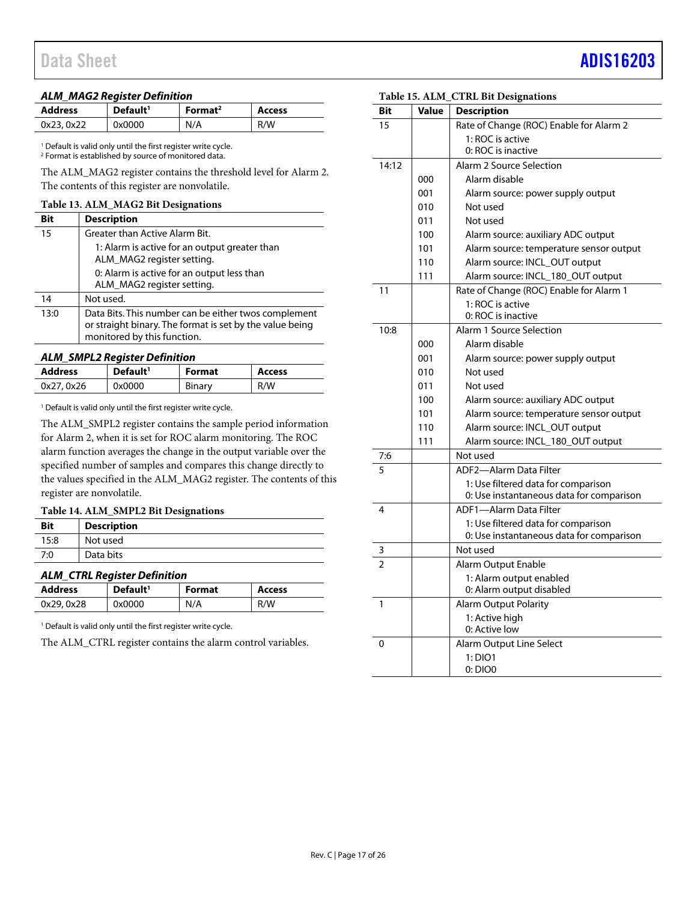### *ALM_MAG2 Register Definition*

| Address | Default[1] | Format[2] | Access |
|---|---|---|---|
| 0x23, 0x22 | 0x0000 | N/A | R/W |

[1] Default is valid only until the first register write cycle.
[2] Format is established by source of monitored data.

The ALM_MAG2 register contains the threshold level for Alarm 2. The contents of this register are nonvolatile.

**Table 13. ALM_MAG2 Bit Designations**

| Bit | Description |
|---|---|
| 15 | Greater than Active Alarm Bit. 1: Alarm is active for an output greater than ALM_MAG2 register setting. 0: Alarm is active for an output less than ALM_MAG2 register setting. |
| 14 | Not used. |
| 13:0 | Data Bits. This number can be either twos complement or straight binary. The format is set by the value being monitored by this function. |

### *ALM_SMPL2 Register Definition*

| Address | Default[1] | Format | Access |
|---|---|---|---|
| 0x27, 0x26 | 0x0000 | Binary | R/W |

[1] Default is valid only until the first register write cycle.

The ALM_SMPL2 register contains the sample period information for Alarm 2, when it is set for ROC alarm monitoring. The ROC alarm function averages the change in the output variable over the specified number of samples and compares this change directly to the values specified in the ALM_MAG2 register. The contents of this register are nonvolatile.

**Table 14. ALM_SMPL2 Bit Designations**

| Bit | Description |
|---|---|
| 15:8 | Not used |
| 7:0 | Data bits |

### *ALM_CTRL Register Definition*

| Address | Default[1] | Format | Access |
|---|---|---|---|
| 0x29, 0x28 | 0x0000 | N/A | R/W |

[1] Default is valid only until the first register write cycle.

The ALM_CTRL register contains the alarm control variables.

**Table 15. ALM_CTRL Bit Designations**

| Bit | Value | Description |
|---|---|---|
| 15 | | Rate of Change (ROC) Enable for Alarm 2 |
| | | 1: ROC is active |
| | | 0: ROC is inactive |
| 14:12 | | Alarm 2 Source Selection |
| | 000 | Alarm disable |
| | 001 | Alarm source: power supply output |
| | 010 | Not used |
| | 011 | Not used |
| | 100 | Alarm source: auxiliary ADC output |
| | 101 | Alarm source: temperature sensor output |
| | 110 | Alarm source: INCL_OUT output |
| | 111 | Alarm source: INCL_180_OUT output |
| 11 | | Rate of Change (ROC) Enable for Alarm 1 |
| | | 1: ROC is active |
| | | 0: ROC is inactive |
| 10:8 | | Alarm 1 Source Selection |
| | 000 | Alarm disable |
| | 001 | Alarm source: power supply output |
| | 010 | Not used |
| | 011 | Not used |
| | 100 | Alarm source: auxiliary ADC output |
| | 101 | Alarm source: temperature sensor output |
| | 110 | Alarm source: INCL_OUT output |
| | 111 | Alarm source: INCL_180_OUT output |
| 7:6 | | Not used |
| 5 | | ADF2—Alarm Data Filter |
| | | 1: Use filtered data for comparison |
| | | 0: Use instantaneous data for comparison |
| 4 | | ADF1—Alarm Data Filter |
| | | 1: Use filtered data for comparison |
| | | 0: Use instantaneous data for comparison |
| 3 | | Not used |
| 2 | | Alarm Output Enable |
| | | 1: Alarm output enabled |
| | | 0: Alarm output disabled |
| 1 | | Alarm Output Polarity |
| | | 1: Active high |
| | | 0: Active low |
| 0 | | Alarm Output Line Select |
| | | 1: DIO1 |
| | | 0: DIO0 |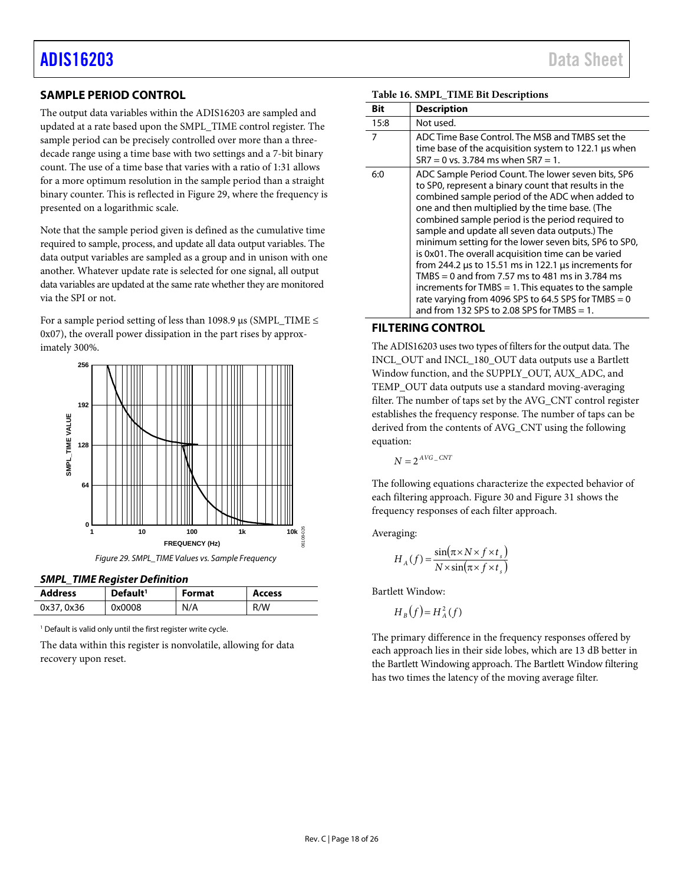## SAMPLE PERIOD CONTROL

The output data variables within the ADIS16203 are sampled and updated at a rate based upon the SMPL_TIME control register. The sample period can be precisely controlled over more than a three-decade range using a time base with two settings and a 7-bit binary count. The use of a time base that varies with a ratio of 1:31 allows for a more optimum resolution in the sample period than a straight binary counter. This is reflected in Figure 29, where the frequency is presented on a logarithmic scale.

Note that the sample period given is defined as the cumulative time required to sample, process, and update all data output variables. The data output variables are sampled as a group and in unison with one another. Whatever update rate is selected for one signal, all output data variables are updated at the same rate whether they are monitored via the SPI or not.

For a sample period setting of less than 1098.9 μs (SMPL_TIME ≤ 0x07), the overall power dissipation in the part rises by approximately 300%.

Figure 29. SMPL_TIME Values vs. Sample Frequency

### SMPL_TIME Register Definition

| Address | Default[1] | Format | Access |
|---|---|---|---|
| 0x37, 0x36 | 0x0008 | N/A | R/W |

[1] Default is valid only until the first register write cycle.

The data within this register is nonvolatile, allowing for data recovery upon reset.

Table 16. SMPL_TIME Bit Descriptions

| Bit | Description |
|---|---|
| 15:8 | Not used. |
| 7 | ADC Time Base Control. The MSB and TMBS set the time base of the acquisition system to 122.1 μs when SR7 = 0 vs. 3.784 ms when SR7 = 1. |
| 6:0 | ADC Sample Period Count. The lower seven bits, SP6 to SP0, represent a binary count that results in the combined sample period of the ADC when added to one and then multiplied by the time base. (The combined sample period is the period required to sample and update all seven data outputs.) The minimum setting for the lower seven bits, SP6 to SP0, is 0x01. The overall acquisition time can be varied from 244.2 μs to 15.51 ms in 122.1 μs increments for TMBS = 0 and from 7.57 ms to 481 ms in 3.784 ms increments for TMBS = 1. This equates to the sample rate varying from 4096 SPS to 64.5 SPS for TMBS = 0 and from 132 SPS to 2.08 SPS for TMBS = 1. |

## FILTERING CONTROL

The ADIS16203 uses two types of filters for the output data. The INCL_OUT and INCL_180_OUT data outputs use a Bartlett Window function, and the SUPPLY_OUT, AUX_ADC, and TEMP_OUT data outputs use a standard moving-averaging filter. The number of taps set by the AVG_CNT control register establishes the frequency response. The number of taps can be derived from the contents of AVG_CNT using the following equation:

$$N = 2^{AVG\_CNT}$$

The following equations characterize the expected behavior of each filtering approach. Figure 30 and Figure 31 shows the frequency responses of each filter approach.

Averaging:

$$H_A(f) = \frac{\sin(\pi \times N \times f \times t_s)}{N \times \sin(\pi \times f \times t_s)}$$

Bartlett Window:

$$H_B(f) = H_A^2(f)$$

The primary difference in the frequency responses offered by each approach lies in their side lobes, which are 13 dB better in the Bartlett Windowing approach. The Bartlett Window filtering has two times the latency of the moving average filter.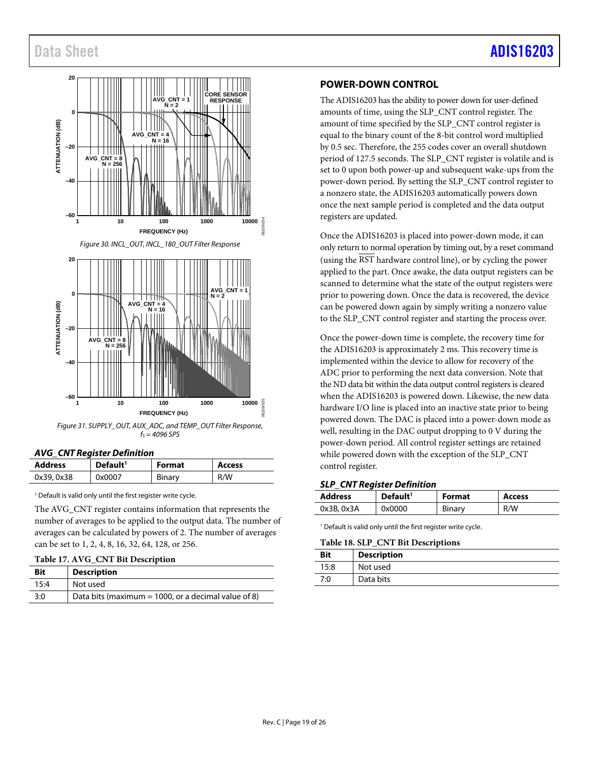Figure 30. INCL_OUT, INCL_180_OUT Filter Response

Figure 31. SUPPLY_OUT, AUX_ADC, and TEMP_OUT Filter Response, $f_S$ = 4096 SPS

### *AVG_CNT Register Definition*

| Address | Default[1] | Format | Access |
|---|---|---|---|
| 0x39, 0x38 | 0x0007 | Binary | R/W |

[1] Default is valid only until the first register write cycle.

The AVG_CNT register contains information that represents the number of averages to be applied to the output data. The number of averages can be calculated by powers of 2. The number of averages can be set to 1, 2, 4, 8, 16, 32, 64, 128, or 256.

**Table 17. AVG_CNT Bit Description**

| Bit | Description |
|---|---|
| 15:4 | Not used |
| 3:0 | Data bits (maximum = 1000, or a decimal value of 8) |

## POWER-DOWN CONTROL

The ADIS16203 has the ability to power down for user-defined amounts of time, using the SLP_CNT control register. The amount of time specified by the SLP_CNT control register is equal to the binary count of the 8-bit control word multiplied by 0.5 sec. Therefore, the 255 codes cover an overall shutdown period of 127.5 seconds. The SLP_CNT register is volatile and is set to 0 upon both power-up and subsequent wake-ups from the power-down period. By setting the SLP_CNT control register to a nonzero state, the ADIS16203 automatically powers down once the next sample period is completed and the data output registers are updated.

Once the ADIS16203 is placed into power-down mode, it can only return to normal operation by timing out, by a reset command (using the $\overline{\text{RST}}$ hardware control line), or by cycling the power applied to the part. Once awake, the data output registers can be scanned to determine what the state of the output registers were prior to powering down. Once the data is recovered, the device can be powered down again by simply writing a nonzero value to the SLP_CNT control register and starting the process over.

Once the power-down time is complete, the recovery time for the ADIS16203 is approximately 2 ms. This recovery time is implemented within the device to allow for recovery of the ADC prior to performing the next data conversion. Note that the ND data bit within the data output control registers is cleared when the ADIS16203 is powered down. Likewise, the new data hardware I/O line is placed into an inactive state prior to being powered down. The DAC is placed into a power-down mode as well, resulting in the DAC output dropping to 0 V during the power-down period. All control register settings are retained while powered down with the exception of the SLP_CNT control register.

### *SLP_CNT Register Definition*

| Address | Default[1] | Format | Access |
|---|---|---|---|
| 0x3B, 0x3A | 0x0000 | Binary | R/W |

[1] Default is valid only until the first register write cycle.

**Table 18. SLP_CNT Bit Descriptions**

| Bit | Description |
|---|---|
| 15:8 | Not used |
| 7:0 | Data bits |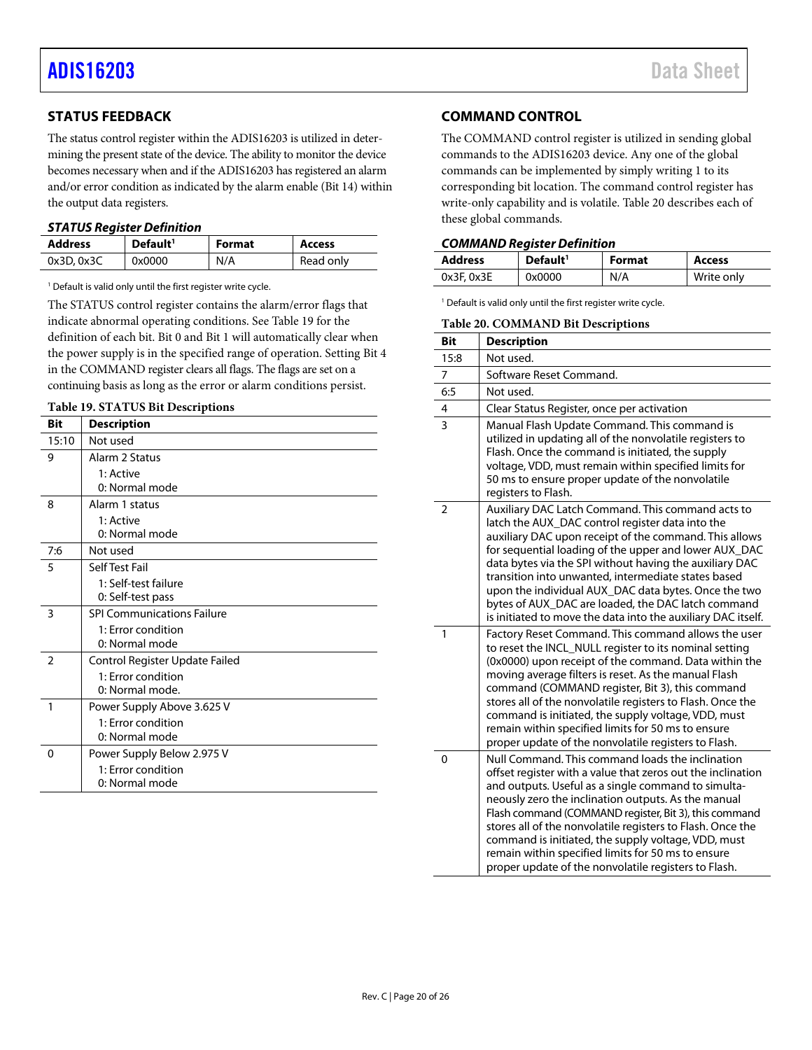## STATUS FEEDBACK

The status control register within the ADIS16203 is utilized in determining the present state of the device. The ability to monitor the device becomes necessary when and if the ADIS16203 has registered an alarm and/or error condition as indicated by the alarm enable (Bit 14) within the output data registers.

### *STATUS Register Definition*

| Address | Default[1] | Format | Access |
|---|---|---|---|
| 0x3D, 0x3C | 0x0000 | N/A | Read only |

[1] Default is valid only until the first register write cycle.

The STATUS control register contains the alarm/error flags that indicate abnormal operating conditions. See Table 19 for the definition of each bit. Bit 0 and Bit 1 will automatically clear when the power supply is in the specified range of operation. Setting Bit 4 in the COMMAND register clears all flags. The flags are set on a continuing basis as long as the error or alarm conditions persist.

**Table 19. STATUS Bit Descriptions**

| Bit | Description |
|---|---|
| 15:10 | Not used |
| 9 | Alarm 2 Status<br>1: Active<br>0: Normal mode |
| 8 | Alarm 1 status<br>1: Active<br>0: Normal mode |
| 7:6 | Not used |
| 5 | Self Test Fail<br>1: Self-test failure<br>0: Self-test pass |
| 3 | SPI Communications Failure<br>1: Error condition<br>0: Normal mode |
| 2 | Control Register Update Failed<br>1: Error condition<br>0: Normal mode. |
| 1 | Power Supply Above 3.625 V<br>1: Error condition<br>0: Normal mode |
| 0 | Power Supply Below 2.975 V<br>1: Error condition<br>0: Normal mode |

## COMMAND CONTROL

The COMMAND control register is utilized in sending global commands to the ADIS16203 device. Any one of the global commands can be implemented by simply writing 1 to its corresponding bit location. The command control register has write-only capability and is volatile. Table 20 describes each of these global commands.

### *COMMAND Register Definition*

| Address | Default[1] | Format | Access |
|---|---|---|---|
| 0x3F, 0x3E | 0x0000 | N/A | Write only |

[1] Default is valid only until the first register write cycle.

**Table 20. COMMAND Bit Descriptions**

| Bit | Description |
|---|---|
| 15:8 | Not used. |
| 7 | Software Reset Command. |
| 6:5 | Not used. |
| 4 | Clear Status Register, once per activation |
| 3 | Manual Flash Update Command. This command is utilized in updating all of the nonvolatile registers to Flash. Once the command is initiated, the supply voltage, VDD, must remain within specified limits for 50 ms to ensure proper update of the nonvolatile registers to Flash. |
| 2 | Auxiliary DAC Latch Command. This command acts to latch the AUX_DAC control register data into the auxiliary DAC upon receipt of the command. This allows for sequential loading of the upper and lower AUX_DAC data bytes via the SPI without having the auxiliary DAC transition into unwanted, intermediate states based upon the individual AUX_DAC data bytes. Once the two bytes of AUX_DAC are loaded, the DAC latch command is initiated to move the data into the auxiliary DAC itself. |
| 1 | Factory Reset Command. This command allows the user to reset the INCL_NULL register to its nominal setting (0x0000) upon receipt of the command. Data within the moving average filters is reset. As the manual Flash command (COMMAND register, Bit 3), this command stores all of the nonvolatile registers to Flash. Once the command is initiated, the supply voltage, VDD, must remain within specified limits for 50 ms to ensure proper update of the nonvolatile registers to Flash. |
| 0 | Null Command. This command loads the inclination offset register with a value that zeros out the inclination and outputs. Useful as a single command to simultaneously zero the inclination outputs. As the manual Flash command (COMMAND register, Bit 3), this command stores all of the nonvolatile registers to Flash. Once the command is initiated, the supply voltage, VDD, must remain within specified limits for 50 ms to ensure proper update of the nonvolatile registers to Flash. |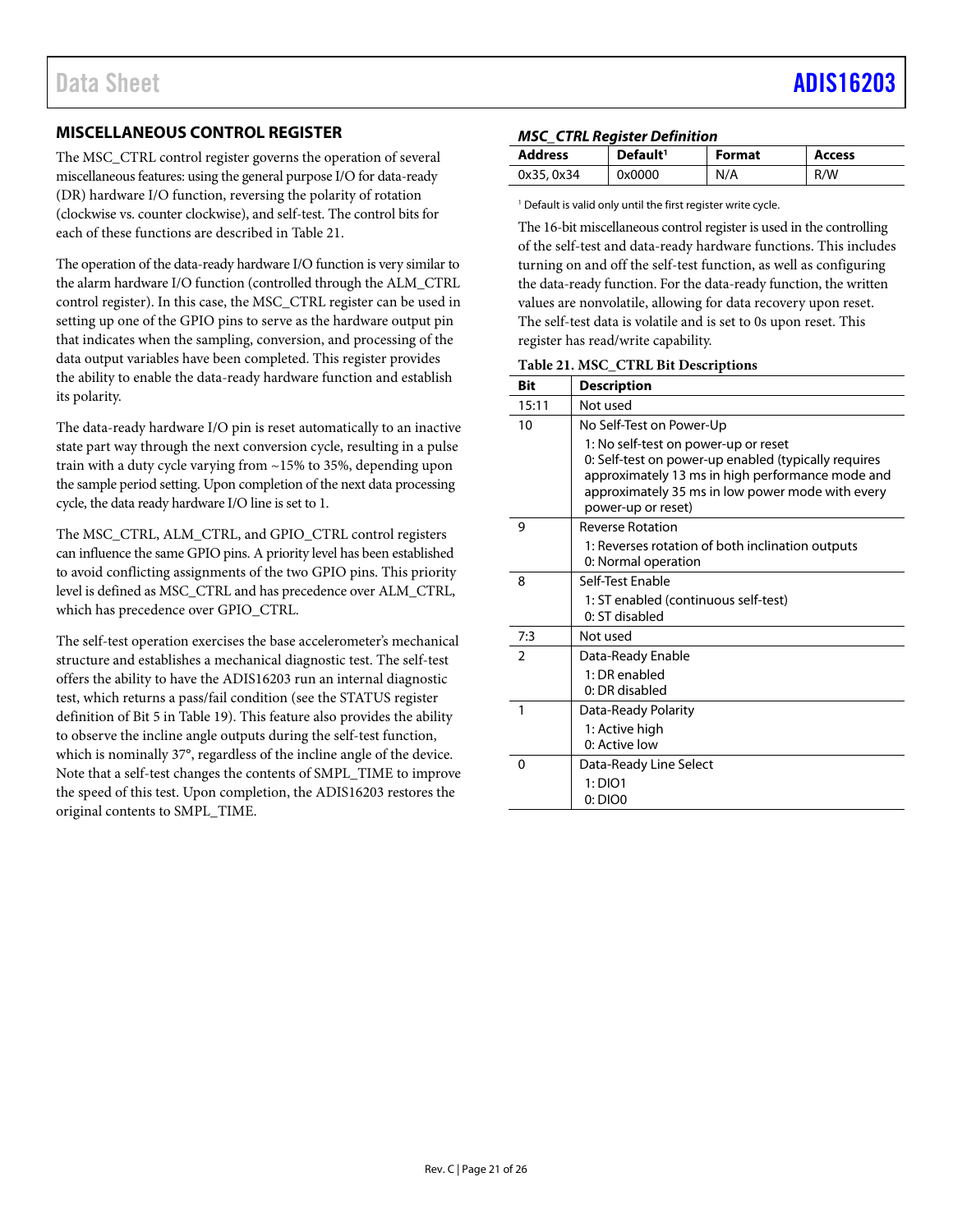## MISCELLANEOUS CONTROL REGISTER

The MSC_CTRL control register governs the operation of several miscellaneous features: using the general purpose I/O for data-ready (DR) hardware I/O function, reversing the polarity of rotation (clockwise vs. counter clockwise), and self-test. The control bits for each of these functions are described in Table 21.

The operation of the data-ready hardware I/O function is very similar to the alarm hardware I/O function (controlled through the ALM_CTRL control register). In this case, the MSC_CTRL register can be used in setting up one of the GPIO pins to serve as the hardware output pin that indicates when the sampling, conversion, and processing of the data output variables have been completed. This register provides the ability to enable the data-ready hardware function and establish its polarity.

The data-ready hardware I/O pin is reset automatically to an inactive state part way through the next conversion cycle, resulting in a pulse train with a duty cycle varying from ~15% to 35%, depending upon the sample period setting. Upon completion of the next data processing cycle, the data ready hardware I/O line is set to 1.

The MSC_CTRL, ALM_CTRL, and GPIO_CTRL control registers can influence the same GPIO pins. A priority level has been established to avoid conflicting assignments of the two GPIO pins. This priority level is defined as MSC_CTRL and has precedence over ALM_CTRL, which has precedence over GPIO_CTRL.

The self-test operation exercises the base accelerometer's mechanical structure and establishes a mechanical diagnostic test. The self-test offers the ability to have the ADIS16203 run an internal diagnostic test, which returns a pass/fail condition (see the STATUS register definition of Bit 5 in Table 19). This feature also provides the ability to observe the incline angle outputs during the self-test function, which is nominally 37°, regardless of the incline angle of the device. Note that a self-test changes the contents of SMPL_TIME to improve the speed of this test. Upon completion, the ADIS16203 restores the original contents to SMPL_TIME.

### *MSC_CTRL Register Definition*

| Address | Default[1] | Format | Access |
|---|---|---|---|
| 0x35, 0x34 | 0x0000 | N/A | R/W |

[1] Default is valid only until the first register write cycle.

The 16-bit miscellaneous control register is used in the controlling of the self-test and data-ready hardware functions. This includes turning on and off the self-test function, as well as configuring the data-ready function. For the data-ready function, the written values are nonvolatile, allowing for data recovery upon reset. The self-test data is volatile and is set to 0s upon reset. This register has read/write capability.

**Table 21. MSC_CTRL Bit Descriptions**

| Bit | Description |
|---|---|
| 15:11 | Not used |
| 10 | No Self-Test on Power-Up<br>1: No self-test on power-up or reset<br>0: Self-test on power-up enabled (typically requires approximately 13 ms in high performance mode and approximately 35 ms in low power mode with every power-up or reset) |
| 9 | Reverse Rotation<br>1: Reverses rotation of both inclination outputs<br>0: Normal operation |
| 8 | Self-Test Enable<br>1: ST enabled (continuous self-test)<br>0: ST disabled |
| 7:3 | Not used |
| 2 | Data-Ready Enable<br>1: DR enabled<br>0: DR disabled |
| 1 | Data-Ready Polarity<br>1: Active high<br>0: Active low |
| 0 | Data-Ready Line Select<br>1: DIO1<br>0: DIO0 |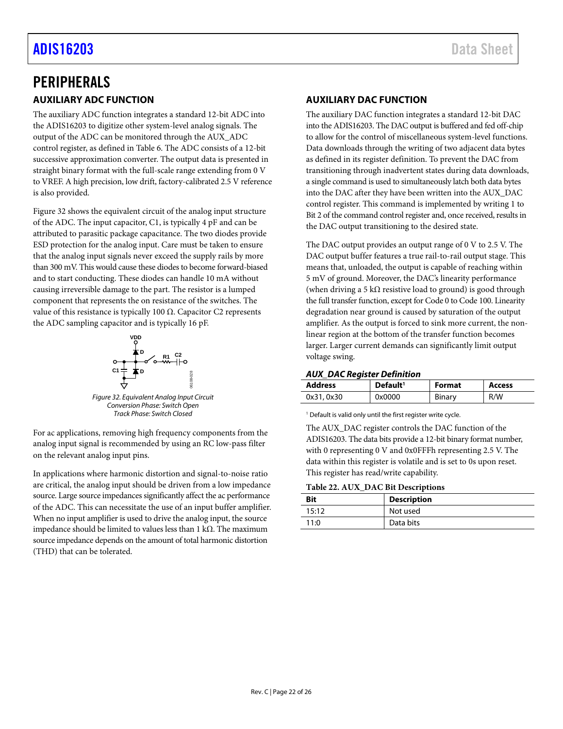# PERIPHERALS

## AUXILIARY ADC FUNCTION

The auxiliary ADC function integrates a standard 12-bit ADC into the ADIS16203 to digitize other system-level analog signals. The output of the ADC can be monitored through the AUX_ADC control register, as defined in Table 6. The ADC consists of a 12-bit successive approximation converter. The output data is presented in straight binary format with the full-scale range extending from 0 V to VREF. A high precision, low drift, factory-calibrated 2.5 V reference is also provided.

Figure 32 shows the equivalent circuit of the analog input structure of the ADC. The input capacitor, C1, is typically 4 pF and can be attributed to parasitic package capacitance. The two diodes provide ESD protection for the analog input. Care must be taken to ensure that the analog input signals never exceed the supply rails by more than 300 mV. This would cause these diodes to become forward-biased and to start conducting. These diodes can handle 10 mA without causing irreversible damage to the part. The resistor is a lumped component that represents the on resistance of the switches. The value of this resistance is typically 100 Ω. Capacitor C2 represents the ADC sampling capacitor and is typically 16 pF.

*Figure 32. Equivalent Analog Input Circuit Conversion Phase: Switch Open Track Phase: Switch Closed*

For ac applications, removing high frequency components from the analog input signal is recommended by using an RC low-pass filter on the relevant analog input pins.

In applications where harmonic distortion and signal-to-noise ratio are critical, the analog input should be driven from a low impedance source. Large source impedances significantly affect the ac performance of the ADC. This can necessitate the use of an input buffer amplifier. When no input amplifier is used to drive the analog input, the source impedance should be limited to values less than 1 kΩ. The maximum source impedance depends on the amount of total harmonic distortion (THD) that can be tolerated.

## AUXILIARY DAC FUNCTION

The auxiliary DAC function integrates a standard 12-bit DAC into the ADIS16203. The DAC output is buffered and fed off-chip to allow for the control of miscellaneous system-level functions. Data downloads through the writing of two adjacent data bytes as defined in its register definition. To prevent the DAC from transitioning through inadvertent states during data downloads, a single command is used to simultaneously latch both data bytes into the DAC after they have been written into the AUX_DAC control register. This command is implemented by writing 1 to Bit 2 of the command control register and, once received, results in the DAC output transitioning to the desired state.

The DAC output provides an output range of 0 V to 2.5 V. The DAC output buffer features a true rail-to-rail output stage. This means that, unloaded, the output is capable of reaching within 5 mV of ground. Moreover, the DAC's linearity performance (when driving a 5 kΩ resistive load to ground) is good through the full transfer function, except for Code 0 to Code 100. Linearity degradation near ground is caused by saturation of the output amplifier. As the output is forced to sink more current, the non-linear region at the bottom of the transfer function becomes larger. Larger current demands can significantly limit output voltage swing.

### *AUX_DAC Register Definition*

| Address | Default[1] | Format | Access |
|---|---|---|---|
| 0x31, 0x30 | 0x0000 | Binary | R/W |

[1] Default is valid only until the first register write cycle.

The AUX_DAC register controls the DAC function of the ADIS16203. The data bits provide a 12-bit binary format number, with 0 representing 0 V and 0x0FFFh representing 2.5 V. The data within this register is volatile and is set to 0s upon reset. This register has read/write capability.

**Table 22. AUX_DAC Bit Descriptions**

| Bit | Description |
|---|---|
| 15:12 | Not used |
| 11:0 | Data bits |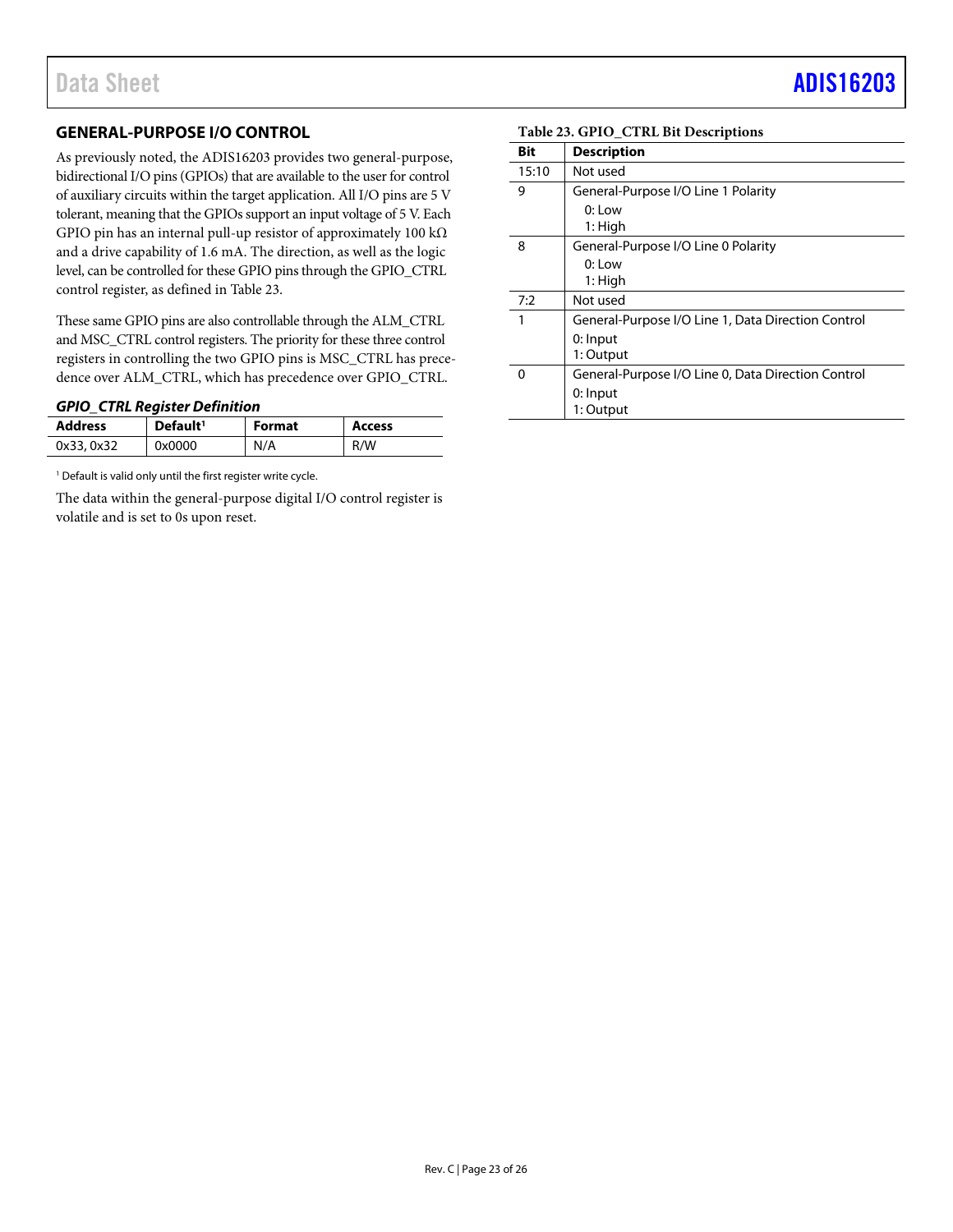## GENERAL-PURPOSE I/O CONTROL

As previously noted, the ADIS16203 provides two general-purpose, bidirectional I/O pins (GPIOs) that are available to the user for control of auxiliary circuits within the target application. All I/O pins are 5 V tolerant, meaning that the GPIOs support an input voltage of 5 V. Each GPIO pin has an internal pull-up resistor of approximately 100 kΩ and a drive capability of 1.6 mA. The direction, as well as the logic level, can be controlled for these GPIO pins through the GPIO_CTRL control register, as defined in Table 23.

These same GPIO pins are also controllable through the ALM_CTRL and MSC_CTRL control registers. The priority for these three control registers in controlling the two GPIO pins is MSC_CTRL has precedence over ALM_CTRL, which has precedence over GPIO_CTRL.

### *GPIO_CTRL Register Definition*

| Address | Default[1] | Format | Access |
|---|---|---|---|
| 0x33, 0x32 | 0x0000 | N/A | R/W |

[1] Default is valid only until the first register write cycle.

The data within the general-purpose digital I/O control register is volatile and is set to 0s upon reset.

**Table 23. GPIO_CTRL Bit Descriptions**

| Bit | Description |
|---|---|
| 15:10 | Not used |
| 9 | General-Purpose I/O Line 1 Polarity<br>0: Low<br>1: High |
| 8 | General-Purpose I/O Line 0 Polarity<br>0: Low<br>1: High |
| 7:2 | Not used |
| 1 | General-Purpose I/O Line 1, Data Direction Control<br>0: Input<br>1: Output |
| 0 | General-Purpose I/O Line 0, Data Direction Control<br>0: Input<br>1: Output |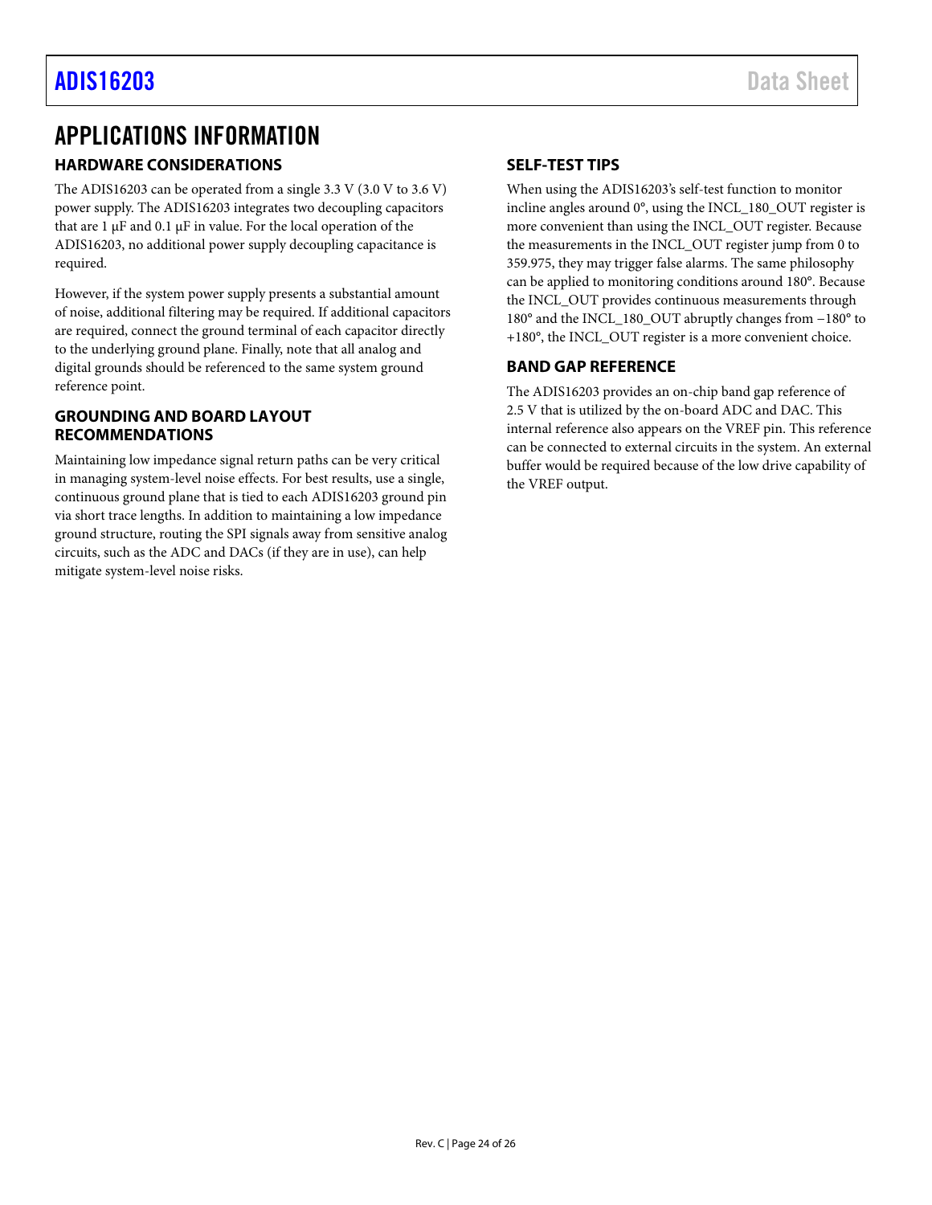# APPLICATIONS INFORMATION

## HARDWARE CONSIDERATIONS

The ADIS16203 can be operated from a single 3.3 V (3.0 V to 3.6 V) power supply. The ADIS16203 integrates two decoupling capacitors that are 1 µF and 0.1 µF in value. For the local operation of the ADIS16203, no additional power supply decoupling capacitance is required.

However, if the system power supply presents a substantial amount of noise, additional filtering may be required. If additional capacitors are required, connect the ground terminal of each capacitor directly to the underlying ground plane. Finally, note that all analog and digital grounds should be referenced to the same system ground reference point.

## GROUNDING AND BOARD LAYOUT RECOMMENDATIONS

Maintaining low impedance signal return paths can be very critical in managing system-level noise effects. For best results, use a single, continuous ground plane that is tied to each ADIS16203 ground pin via short trace lengths. In addition to maintaining a low impedance ground structure, routing the SPI signals away from sensitive analog circuits, such as the ADC and DACs (if they are in use), can help mitigate system-level noise risks.

## SELF-TEST TIPS

When using the ADIS16203's self-test function to monitor incline angles around 0°, using the INCL_180_OUT register is more convenient than using the INCL_OUT register. Because the measurements in the INCL_OUT register jump from 0 to 359.975, they may trigger false alarms. The same philosophy can be applied to monitoring conditions around 180°. Because the INCL_OUT provides continuous measurements through 180° and the INCL_180_OUT abruptly changes from −180° to +180°, the INCL_OUT register is a more convenient choice.

## BAND GAP REFERENCE

The ADIS16203 provides an on-chip band gap reference of 2.5 V that is utilized by the on-board ADC and DAC. This internal reference also appears on the VREF pin. This reference can be connected to external circuits in the system. An external buffer would be required because of the low drive capability of the VREF output.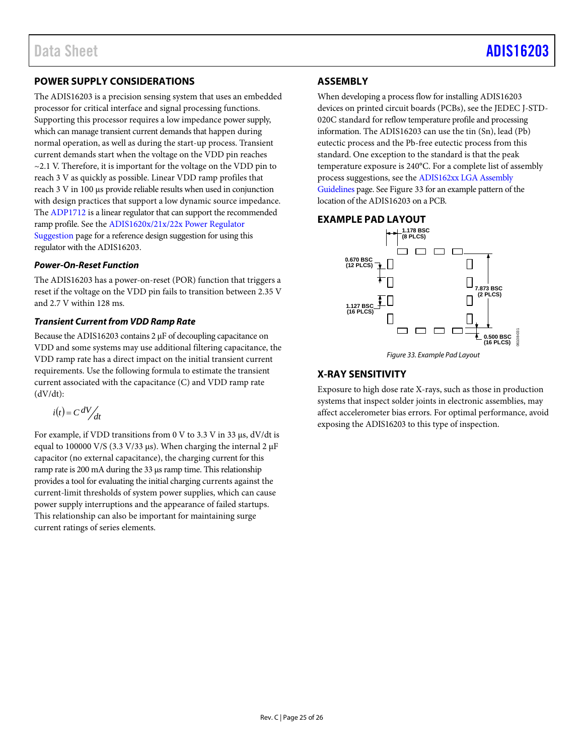## POWER SUPPLY CONSIDERATIONS

The ADIS16203 is a precision sensing system that uses an embedded processor for critical interface and signal processing functions. Supporting this processor requires a low impedance power supply, which can manage transient current demands that happen during normal operation, as well as during the start-up process. Transient current demands start when the voltage on the VDD pin reaches ~2.1 V. Therefore, it is important for the voltage on the VDD pin to reach 3 V as quickly as possible. Linear VDD ramp profiles that reach 3 V in 100 µs provide reliable results when used in conjunction with design practices that support a low dynamic source impedance. The ADP1712 is a linear regulator that can support the recommended ramp profile. See the ADIS1620x/21x/22x Power Regulator Suggestion page for a reference design suggestion for using this regulator with the ADIS16203.

### *Power-On-Reset Function*

The ADIS16203 has a power-on-reset (POR) function that triggers a reset if the voltage on the VDD pin fails to transition between 2.35 V and 2.7 V within 128 ms.

### *Transient Current from VDD Ramp Rate*

Because the ADIS16203 contains 2 µF of decoupling capacitance on VDD and some systems may use additional filtering capacitance, the VDD ramp rate has a direct impact on the initial transient current requirements. Use the following formula to estimate the transient current associated with the capacitance (C) and VDD ramp rate (dV/dt):

$$i(t) = C\, dV/dt$$

For example, if VDD transitions from 0 V to 3.3 V in 33 µs, dV/dt is equal to 100000 V/S (3.3 V/33 µs). When charging the internal 2 µF capacitor (no external capacitance), the charging current for this ramp rate is 200 mA during the 33 µs ramp time. This relationship provides a tool for evaluating the initial charging currents against the current-limit thresholds of system power supplies, which can cause power supply interruptions and the appearance of failed startups. This relationship can also be important for maintaining surge current ratings of series elements.

## ASSEMBLY

When developing a process flow for installing ADIS16203 devices on printed circuit boards (PCBs), see the JEDEC J-STD-020C standard for reflow temperature profile and processing information. The ADIS16203 can use the tin (Sn), lead (Pb) eutectic process and the Pb-free eutectic process from this standard. One exception to the standard is that the peak temperature exposure is 240°C. For a complete list of assembly process suggestions, see the ADIS162xx LGA Assembly Guidelines page. See Figure 33 for an example pattern of the location of the ADIS16203 on a PCB.

## EXAMPLE PAD LAYOUT

Figure 33. Example Pad Layout

## X-RAY SENSITIVITY

Exposure to high dose rate X-rays, such as those in production systems that inspect solder joints in electronic assemblies, may affect accelerometer bias errors. For optimal performance, avoid exposing the ADIS16203 to this type of inspection.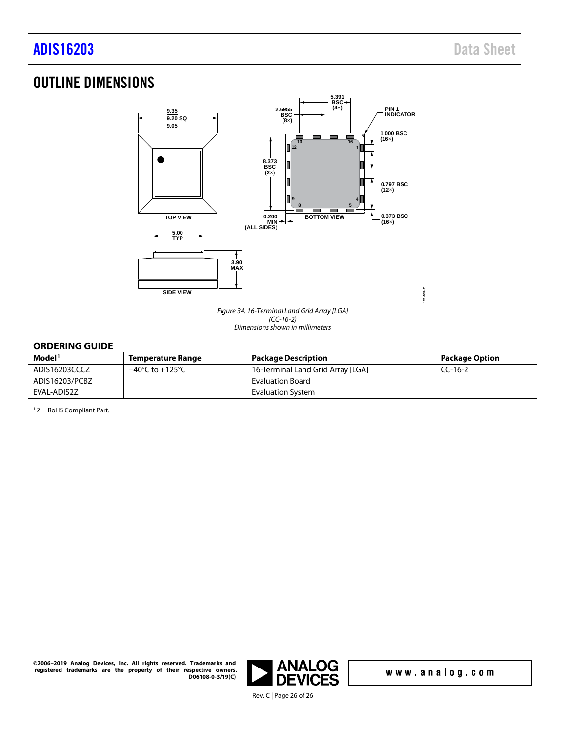## OUTLINE DIMENSIONS

*Figure 34. 16-Terminal Land Grid Array [LGA] (CC-16-2) Dimensions shown in millimeters*

### ORDERING GUIDE

| Model[1] | Temperature Range | Package Description | Package Option |
|---|---|---|---|
| ADIS16203CCCZ | −40°C to +125°C | 16-Terminal Land Grid Array [LGA] | CC-16-2 |
| ADIS16203/PCBZ | | Evaluation Board | |
| EVAL-ADIS2Z | | Evaluation System | |

[1] Z = RoHS Compliant Part.

©2006–2019 Analog Devices, Inc. All rights reserved. Trademarks and registered trademarks are the property of their respective owners. D06108-0-3/19(C)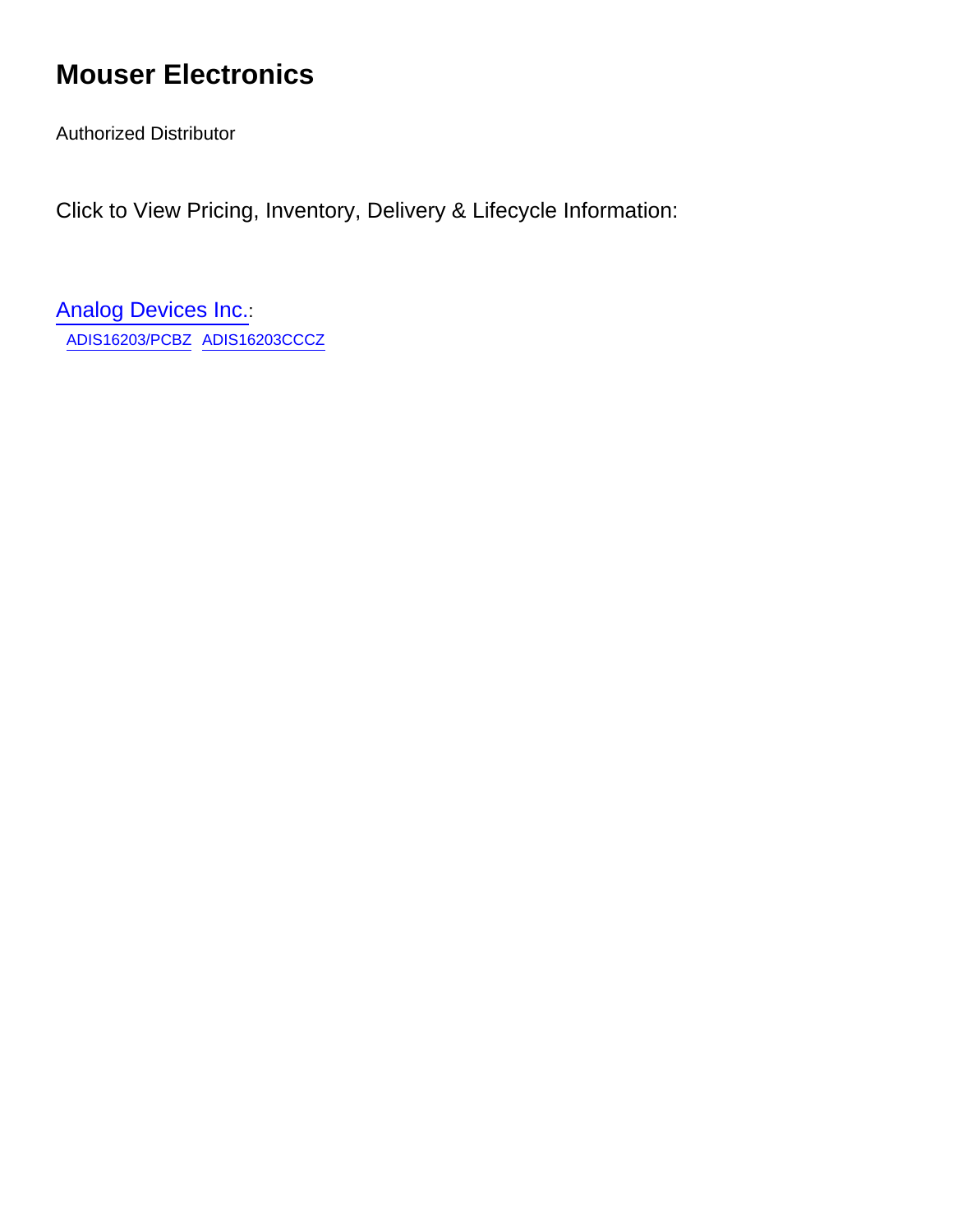# Mouser Electronics

Authorized Distributor

Click to View Pricing, Inventory, Delivery & Lifecycle Information:

Analog Devices Inc.:

ADIS16203/PCBZ ADIS16203CCCZ